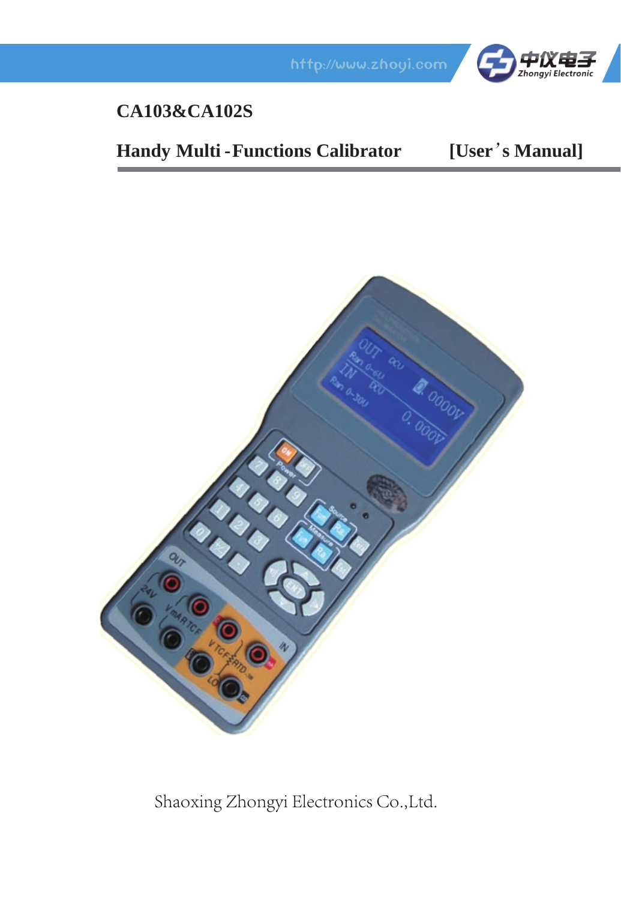http://www.zhoyi.com

中仪电子 Zhongyi Electronic

# CA103&CA102S

## Handy Multi -Functions Calibrator [User's Manual]

Shaoxing Zhongyi Electronics Co.,Ltd.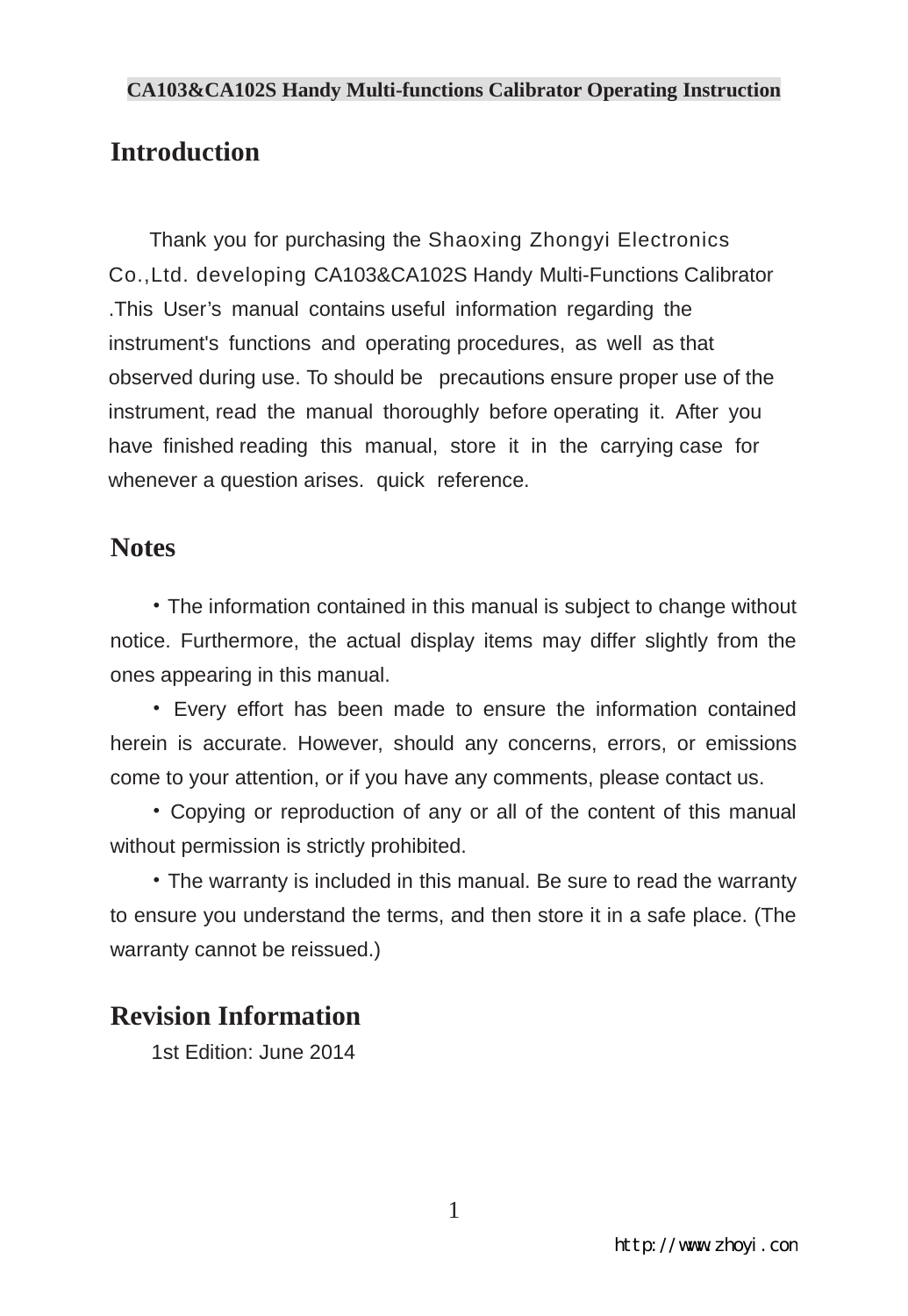## Introduction

Thank you for purchasing the Shaoxing Zhongyi Electronics Co.,Ltd. developing CA103&CA102S Handy Multi-Functions Calibrator .This User's manual contains useful information regarding the instrument's functions and operating procedures, as well as that observed during use. To should be precautions ensure proper use of the instrument, read the manual thoroughly before operating it. After you have finished reading this manual, store it in the carrying case for whenever a question arises. quick reference.

## Notes

- The information contained in this manual is subject to change without notice. Furthermore, the actual display items may differ slightly from the ones appearing in this manual.
- Every effort has been made to ensure the information contained herein is accurate. However, should any concerns, errors, or emissions come to your attention, or if you have any comments, please contact us.
- Copying or reproduction of any or all of the content of this manual without permission is strictly prohibited.
- The warranty is included in this manual. Be sure to read the warranty to ensure you understand the terms, and then store it in a safe place. (The warranty cannot be reissued.)

## Revision Information

1st Edition: June 2014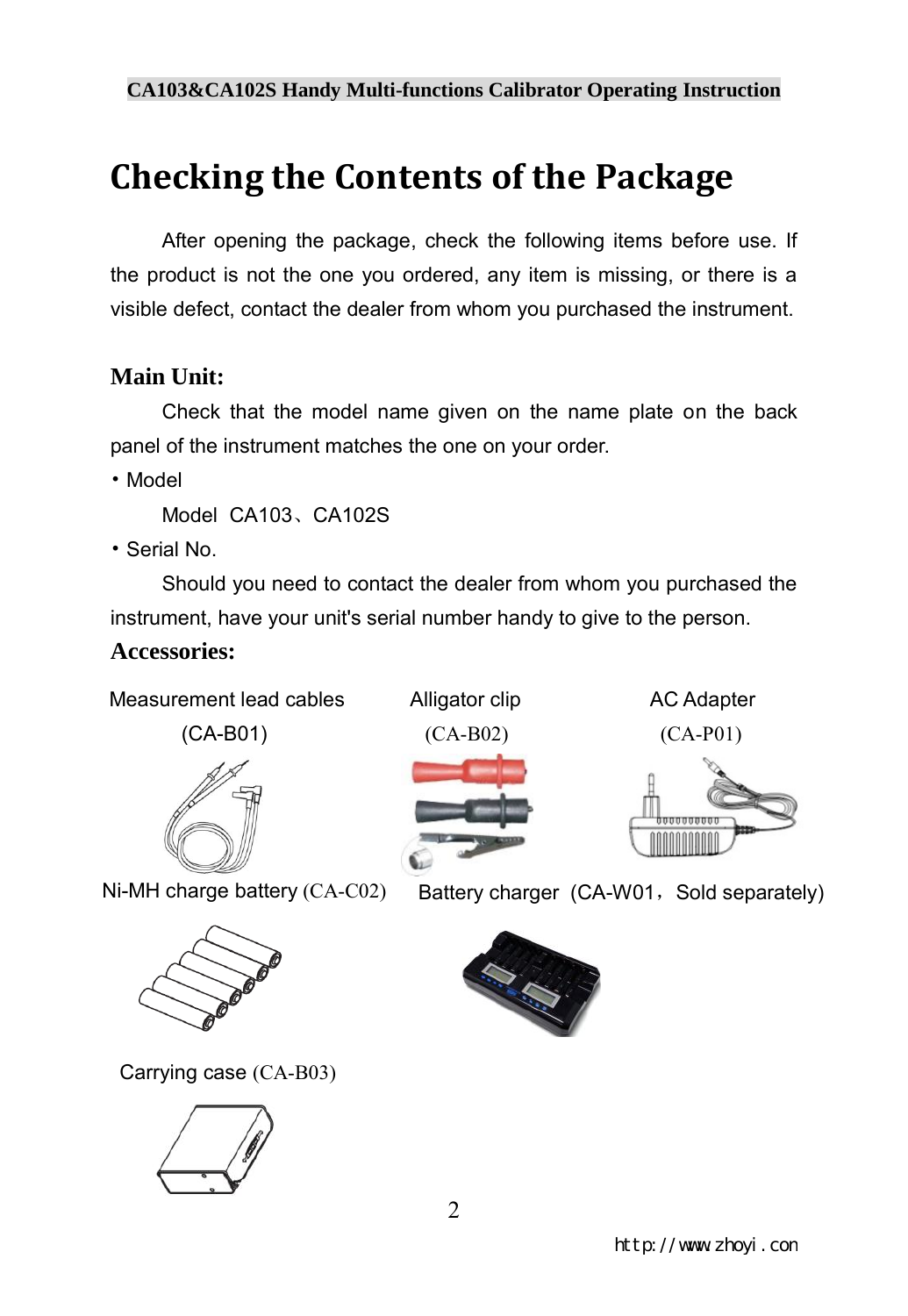# Checking the Contents of the Package

After opening the package, check the following items before use. If the product is not the one you ordered, any item is missing, or there is a visible defect, contact the dealer from whom you purchased the instrument.

**Main Unit:**

Check that the model name given on the name plate on the back panel of the instrument matches the one on your order.

・Model

Model CA103、CA102S

・Serial No.

Should you need to contact the dealer from whom you purchased the instrument, have your unit's serial number handy to give to the person.

**Accessories:**

Measurement lead cables (CA-B01)

Alligator clip (CA-B02)

AC Adapter (CA-P01)

Ni-MH charge battery (CA-C02)

Battery charger (CA-W01，Sold separately)

Carrying case (CA-B03)

http://www.zhoyi.con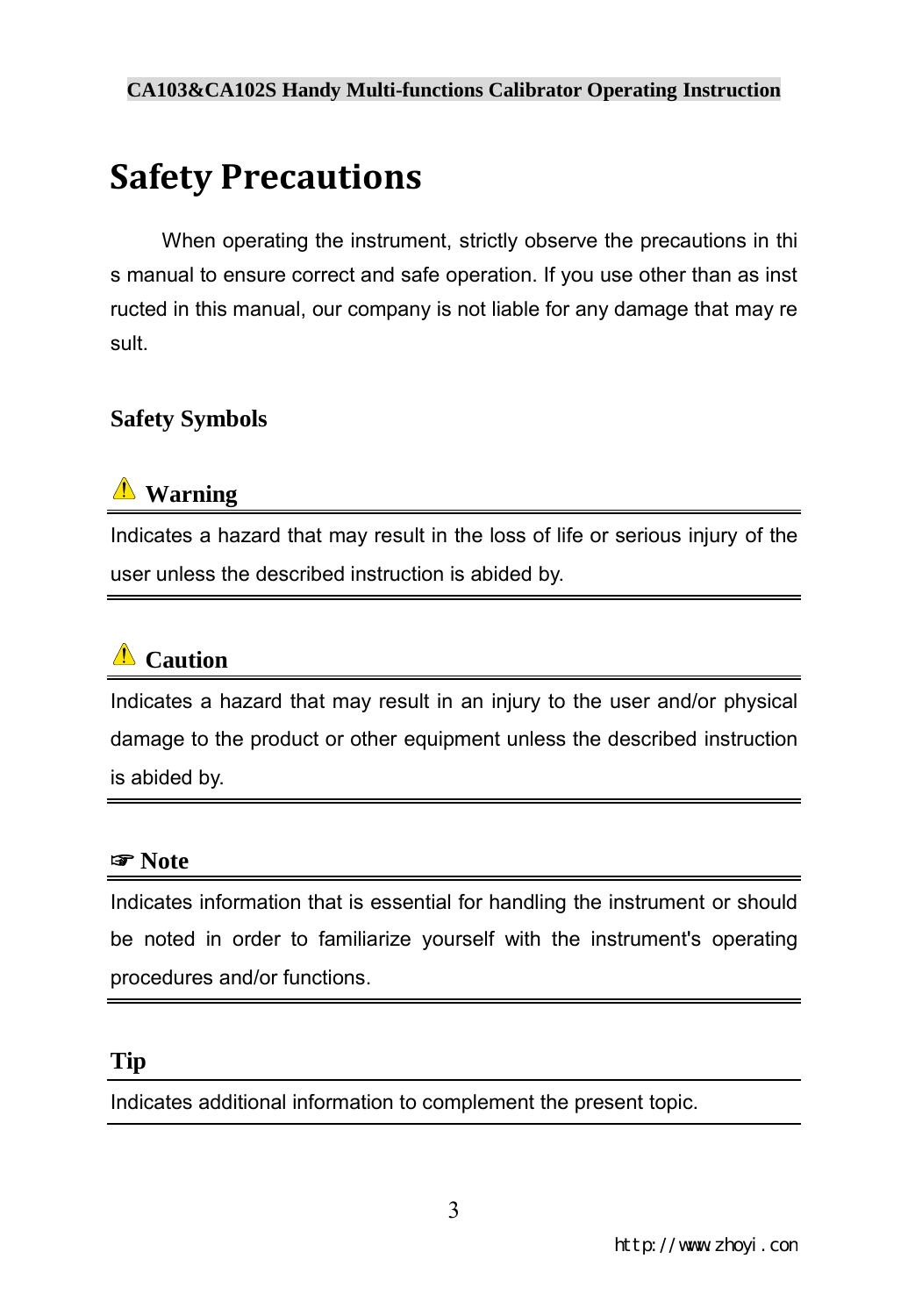# Safety Precautions

When operating the instrument, strictly observe the precautions in this manual to ensure correct and safe operation. If you use other than as instructed in this manual, our company is not liable for any damage that may result.

## Safety Symbols

### ⚠ Warning

Indicates a hazard that may result in the loss of life or serious injury of the user unless the described instruction is abided by.

### ⚠ Caution

Indicates a hazard that may result in an injury to the user and/or physical damage to the product or other equipment unless the described instruction is abided by.

### ☞ Note

Indicates information that is essential for handling the instrument or should be noted in order to familiarize yourself with the instrument's operating procedures and/or functions.

### Tip

Indicates additional information to complement the present topic.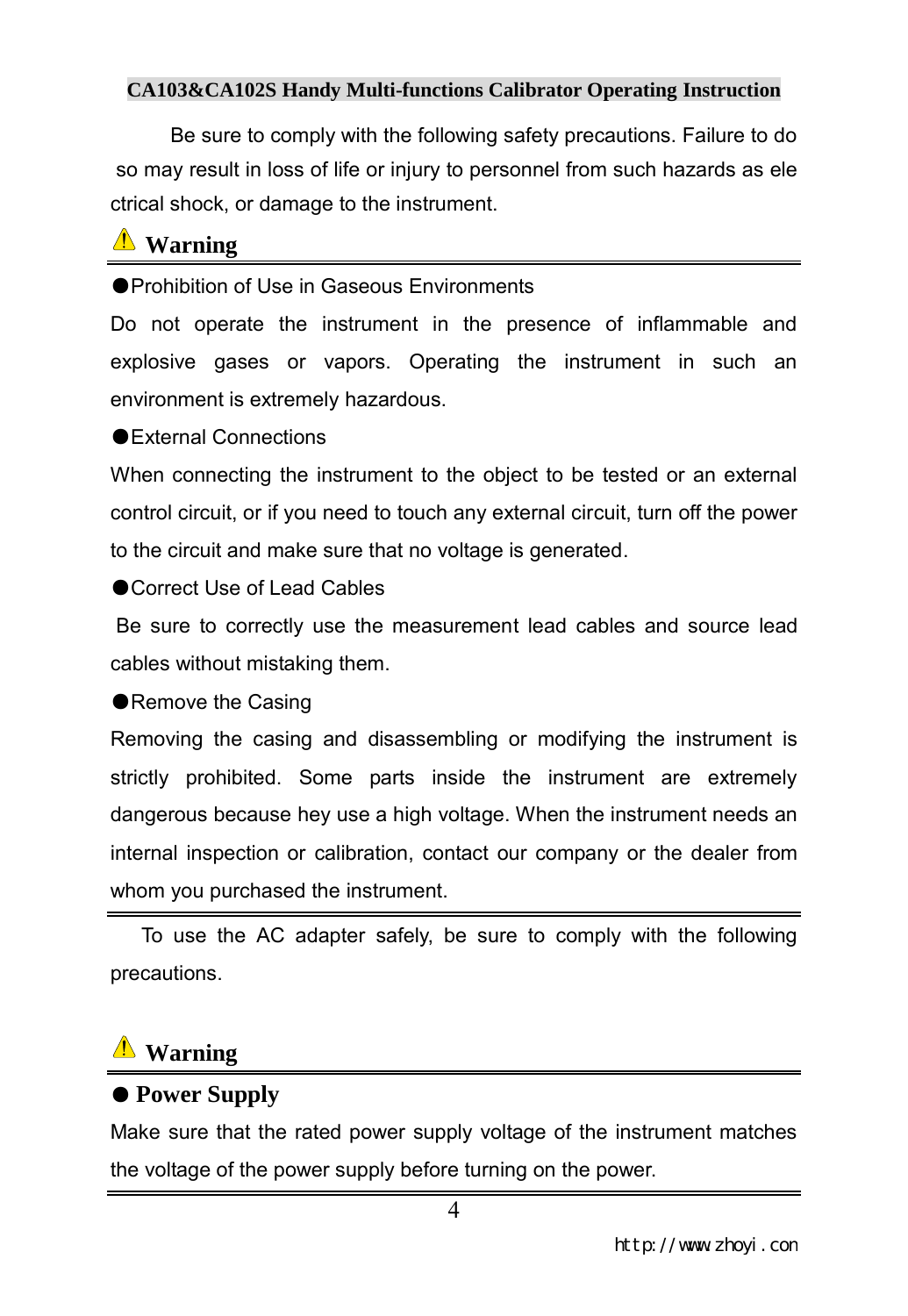Be sure to comply with the following safety precautions. Failure to do so may result in loss of life or injury to personnel from such hazards as electrical shock, or damage to the instrument.

## ⚠ Warning

●Prohibition of Use in Gaseous Environments

Do not operate the instrument in the presence of inflammable and explosive gases or vapors. Operating the instrument in such an environment is extremely hazardous.

●External Connections

When connecting the instrument to the object to be tested or an external control circuit, or if you need to touch any external circuit, turn off the power to the circuit and make sure that no voltage is generated.

●Correct Use of Lead Cables

Be sure to correctly use the measurement lead cables and source lead cables without mistaking them.

●Remove the Casing

Removing the casing and disassembling or modifying the instrument is strictly prohibited. Some parts inside the instrument are extremely dangerous because hey use a high voltage. When the instrument needs an internal inspection or calibration, contact our company or the dealer from whom you purchased the instrument.

To use the AC adapter safely, be sure to comply with the following precautions.

## ⚠ Warning

● **Power Supply**

Make sure that the rated power supply voltage of the instrument matches the voltage of the power supply before turning on the power.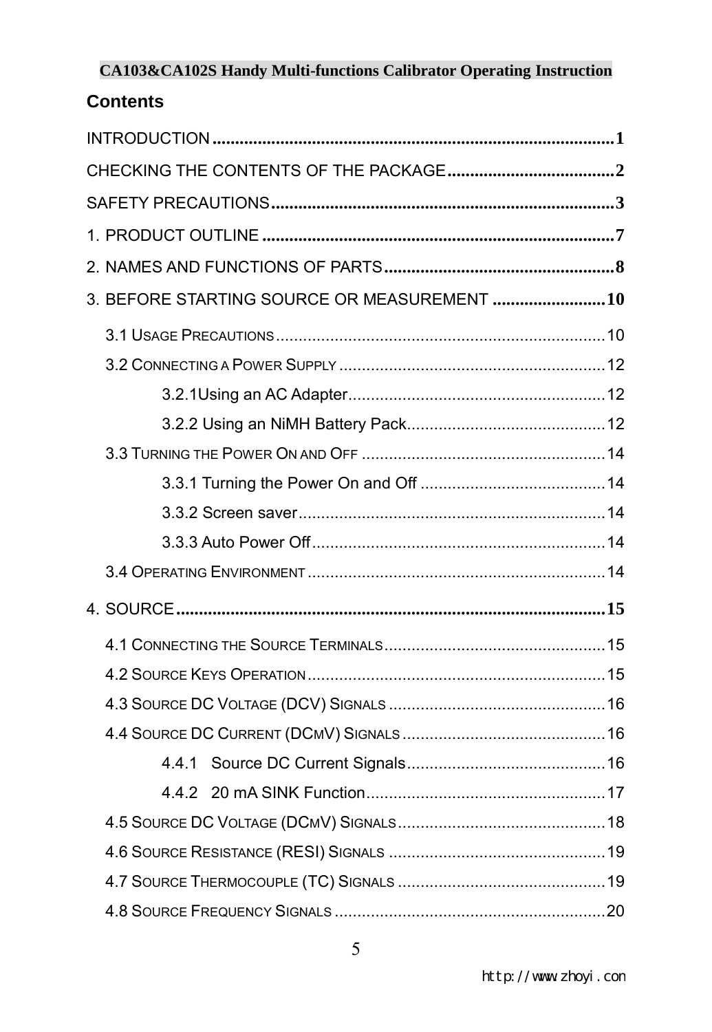## Contents

INTRODUCTION ........................................................................................ 1

CHECKING THE CONTENTS OF THE PACKAGE ..................................... 2

SAFETY PRECAUTIONS ........................................................................... 3

1. PRODUCT OUTLINE .............................................................................. 7

2. NAMES AND FUNCTIONS OF PARTS ................................................... 8

3. BEFORE STARTING SOURCE OR MEASUREMENT ......................... 10

- 3.1 Usage Precautions ........................................................................ 10
- 3.2 Connecting a Power Supply .......................................................... 12
  - 3.2.1Using an AC Adapter ........................................................ 12
  - 3.2.2 Using an NiMH Battery Pack ........................................... 12
- 3.3 Turning the Power On and Off ..................................................... 14
  - 3.3.1 Turning the Power On and Off ........................................ 14
  - 3.3.2 Screen saver ................................................................... 14
  - 3.3.3 Auto Power Off ................................................................ 14
- 3.4 Operating Environment ................................................................. 14

4. SOURCE .............................................................................................. 15

- 4.1 Connecting the Source Terminals ................................................ 15
- 4.2 Source Keys Operation ................................................................. 15
- 4.3 Source DC Voltage (DCV) Signals ............................................... 16
- 4.4 Source DC Current (DCmV) Signals ............................................ 16
  - 4.4.1 Source DC Current Signals ............................................ 16
  - 4.4.2 20 mA SINK Function ..................................................... 17
- 4.5 Source DC Voltage (DCmV) Signals ............................................. 18
- 4.6 Source Resistance (RESI) Signals ............................................... 19
- 4.7 Source Thermocouple (TC) Signals ............................................. 19
- 4.8 Source Frequency Signals ........................................................... 20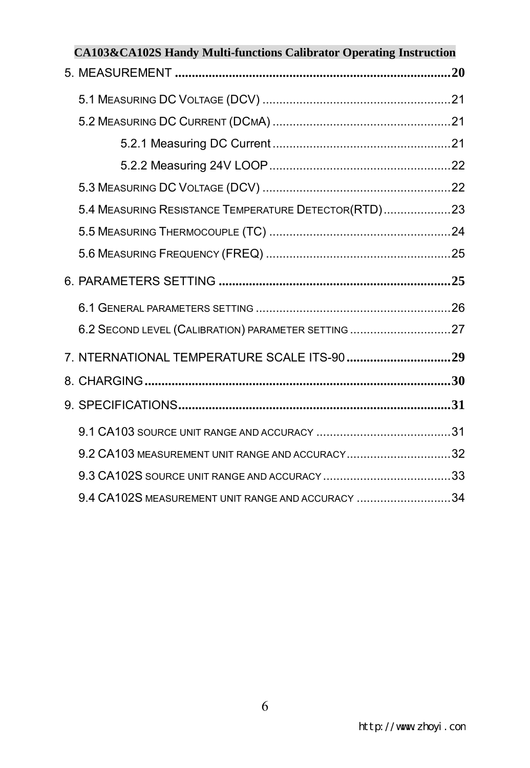5. MEASUREMENT .................................................................................20

5.1 MEASURING DC VOLTAGE (DCV) ........................................................21

5.2 MEASURING DC CURRENT (DCMA) .....................................................21

5.2.1 Measuring DC Current .....................................................21

5.2.2 Measuring 24V LOOP .....................................................22

5.3 MEASURING DC VOLTAGE (DCV) ........................................................22

5.4 MEASURING RESISTANCE TEMPERATURE DETECTOR(RTD) ....................23

5.5 MEASURING THERMOCOUPLE (TC) ......................................................24

5.6 MEASURING FREQUENCY (FREQ) .......................................................25

6. PARAMETERS SETTING .....................................................................25

6.1 GENERAL PARAMETERS SETTING ..........................................................26

6.2 SECOND LEVEL (CALIBRATION) PARAMETER SETTING ..............................27

7. NTERNATIONAL TEMPERATURE SCALE ITS-90 ...............................29

8. CHARGING..........................................................................................30

9. SPECIFICATIONS.................................................................................31

9.1 CA103 SOURCE UNIT RANGE AND ACCURACY ........................................31

9.2 CA103 MEASUREMENT UNIT RANGE AND ACCURACY ...............................32

9.3 CA102S SOURCE UNIT RANGE AND ACCURACY ......................................33

9.4 CA102S MEASUREMENT UNIT RANGE AND ACCURACY ............................34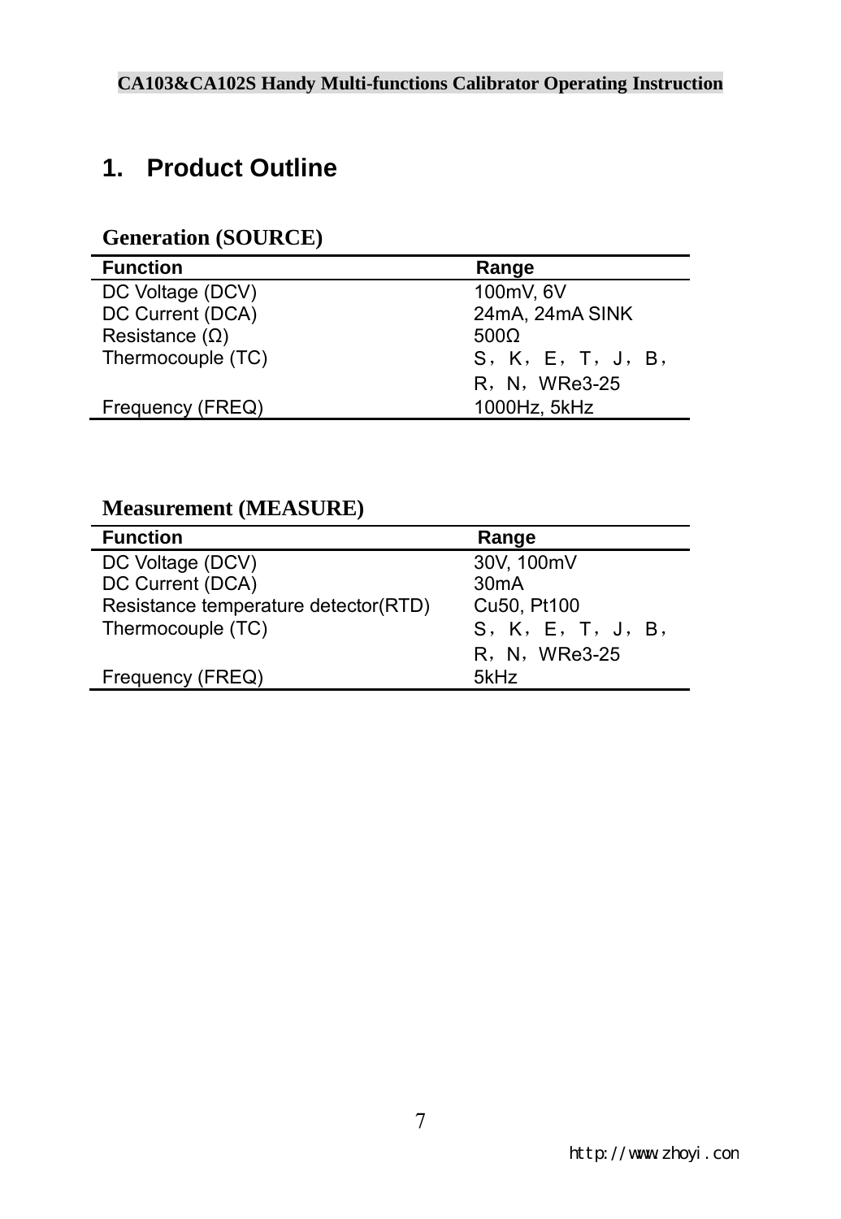# 1. Product Outline

### Generation (SOURCE)

| Function | Range |
|---|---|
| DC Voltage (DCV) | 100mV, 6V |
| DC Current (DCA) | 24mA, 24mA SINK |
| Resistance (Ω) | 500Ω |
| Thermocouple (TC) | S，K，E，T，J，B，R，N，WRe3-25 |
| Frequency (FREQ) | 1000Hz, 5kHz |

### Measurement (MEASURE)

| Function | Range |
|---|---|
| DC Voltage (DCV) | 30V, 100mV |
| DC Current (DCA) | 30mA |
| Resistance temperature detector(RTD) | Cu50, Pt100 |
| Thermocouple (TC) | S，K，E，T，J，B，R，N，WRe3-25 |
| Frequency (FREQ) | 5kHz |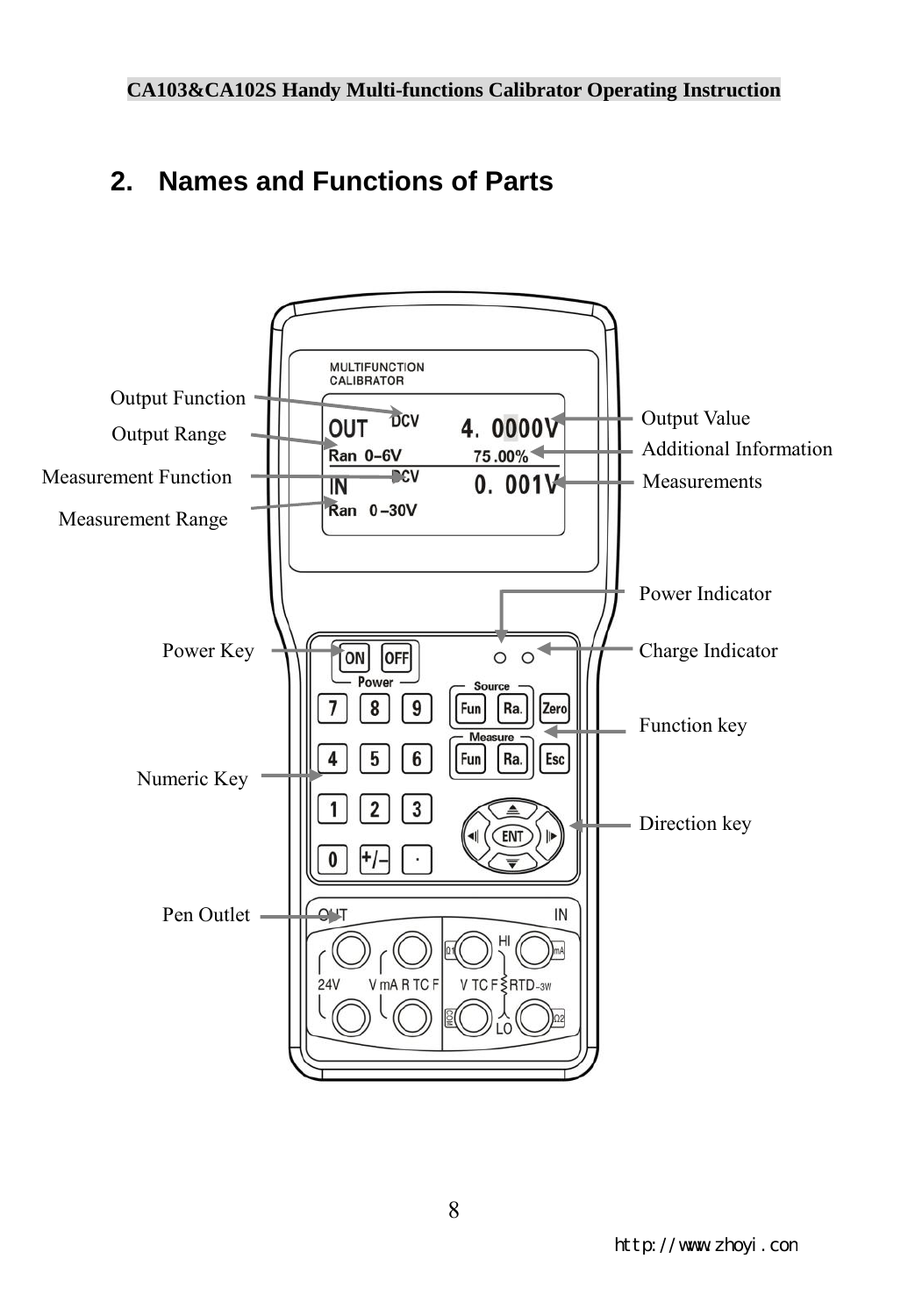## 2. Names and Functions of Parts

Output Function

Output Range

Measurement Function

Measurement Range

Output Value

Additional Information

Measurements

Power Indicator

Power Key

Charge Indicator

Function key

Numeric Key

Direction key

Pen Outlet

MULTIFUNCTION CALIBRATOR

OUT DCV 4. 0000V

Ran 0-6V 75.00%

IN DCV 0. 001V

Ran 0-30V

ON OFF

Power

Source

Fun Ra. Zero

Measure

Fun Ra. Esc

7 8 9

4 5 6

1 2 3

0 +/- ·

ENT

OUT IN

24V V mA R TC F V TC F RTD-3W

HI LO

Ω1 mA COM Ω2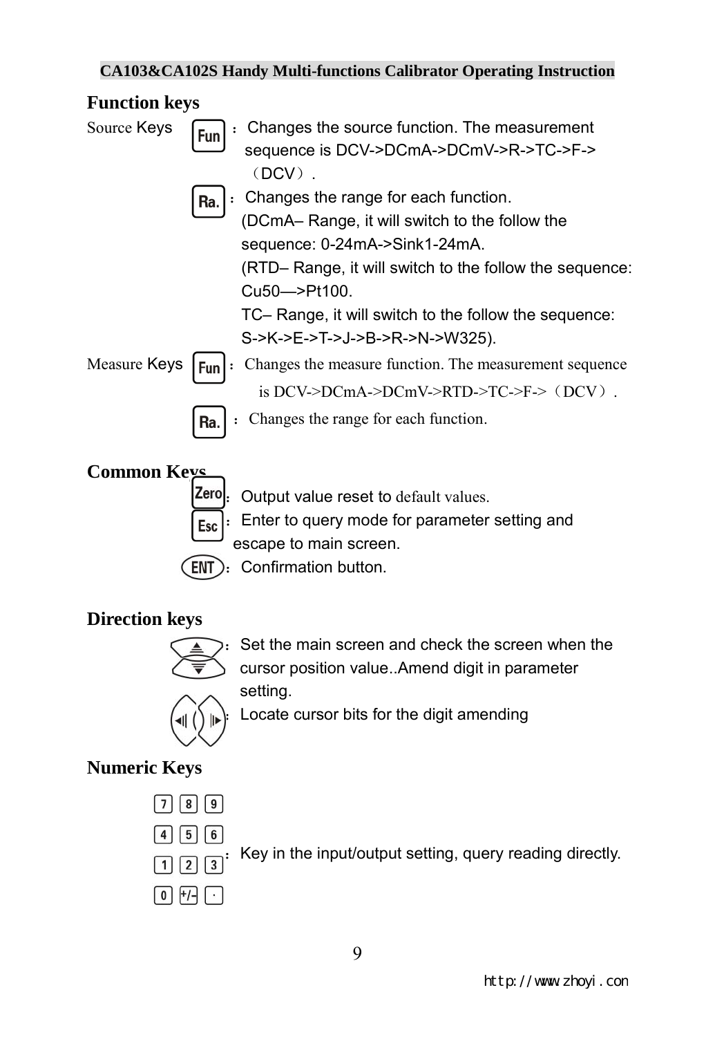## Function keys

Source Keys Fun ： Changes the source function. The measurement sequence is DCV->DCmA->DCmV->R->TC->F->（DCV）.

Ra. ： Changes the range for each function.
(DCmA– Range, it will switch to the follow the sequence: 0-24mA->Sink1-24mA.
(RTD– Range, it will switch to the follow the sequence: Cu50—>Pt100.
TC– Range, it will switch to the follow the sequence: S->K->E->T->J->B->R->N->W325).

Measure Keys Fun ： Changes the measure function. The measurement sequence is DCV->DCmA->DCmV->RTD->TC->F->（DCV）.

Ra. ： Changes the range for each function.

## Common Keys

Zero： Output value reset to default values.

Esc： Enter to query mode for parameter setting and escape to main screen.

ENT： Confirmation button.

## Direction keys

▲▼： Set the main screen and check the screen when the cursor position value..Amend digit in parameter setting.

◄► ： Locate cursor bits for the digit amending

## Numeric Keys

7 8 9
4 5 6
1 2 3
0 +/- ·

： Key in the input/output setting, query reading directly.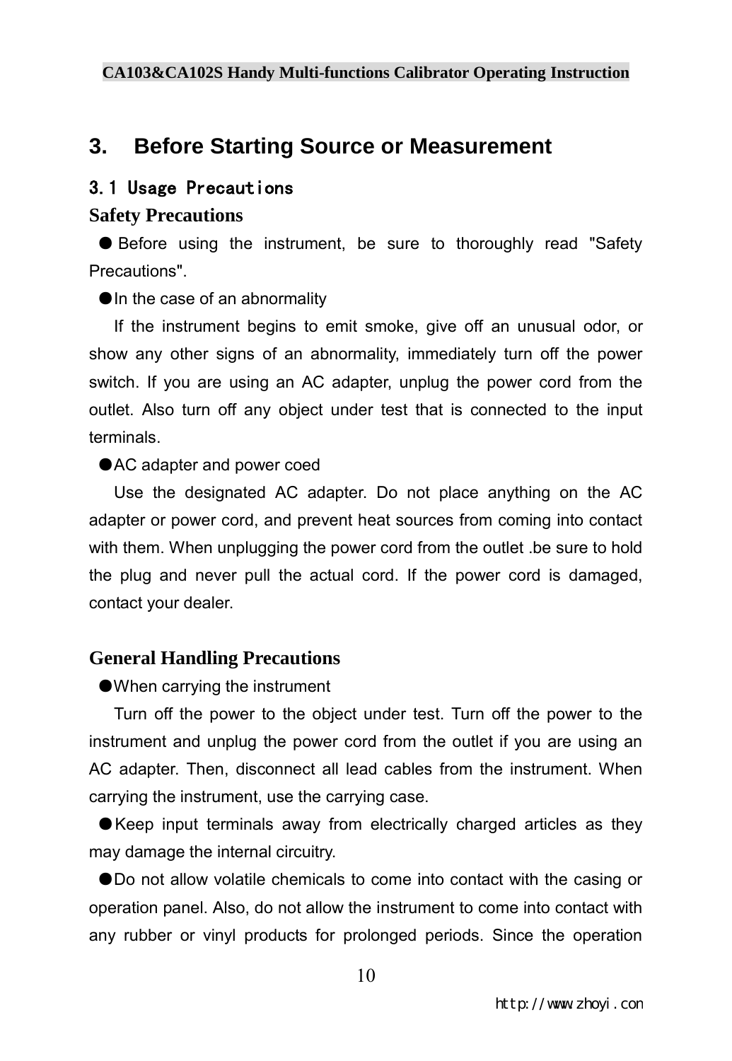# 3. Before Starting Source or Measurement

## 3.1 Usage Precautions

### Safety Precautions

● Before using the instrument, be sure to thoroughly read "Safety Precautions".

●In the case of an abnormality

If the instrument begins to emit smoke, give off an unusual odor, or show any other signs of an abnormality, immediately turn off the power switch. If you are using an AC adapter, unplug the power cord from the outlet. Also turn off any object under test that is connected to the input terminals.

●AC adapter and power coed

Use the designated AC adapter. Do not place anything on the AC adapter or power cord, and prevent heat sources from coming into contact with them. When unplugging the power cord from the outlet .be sure to hold the plug and never pull the actual cord. If the power cord is damaged, contact your dealer.

### General Handling Precautions

●When carrying the instrument

Turn off the power to the object under test. Turn off the power to the instrument and unplug the power cord from the outlet if you are using an AC adapter. Then, disconnect all lead cables from the instrument. When carrying the instrument, use the carrying case.

●Keep input terminals away from electrically charged articles as they may damage the internal circuitry.

●Do not allow volatile chemicals to come into contact with the casing or operation panel. Also, do not allow the instrument to come into contact with any rubber or vinyl products for prolonged periods. Since the operation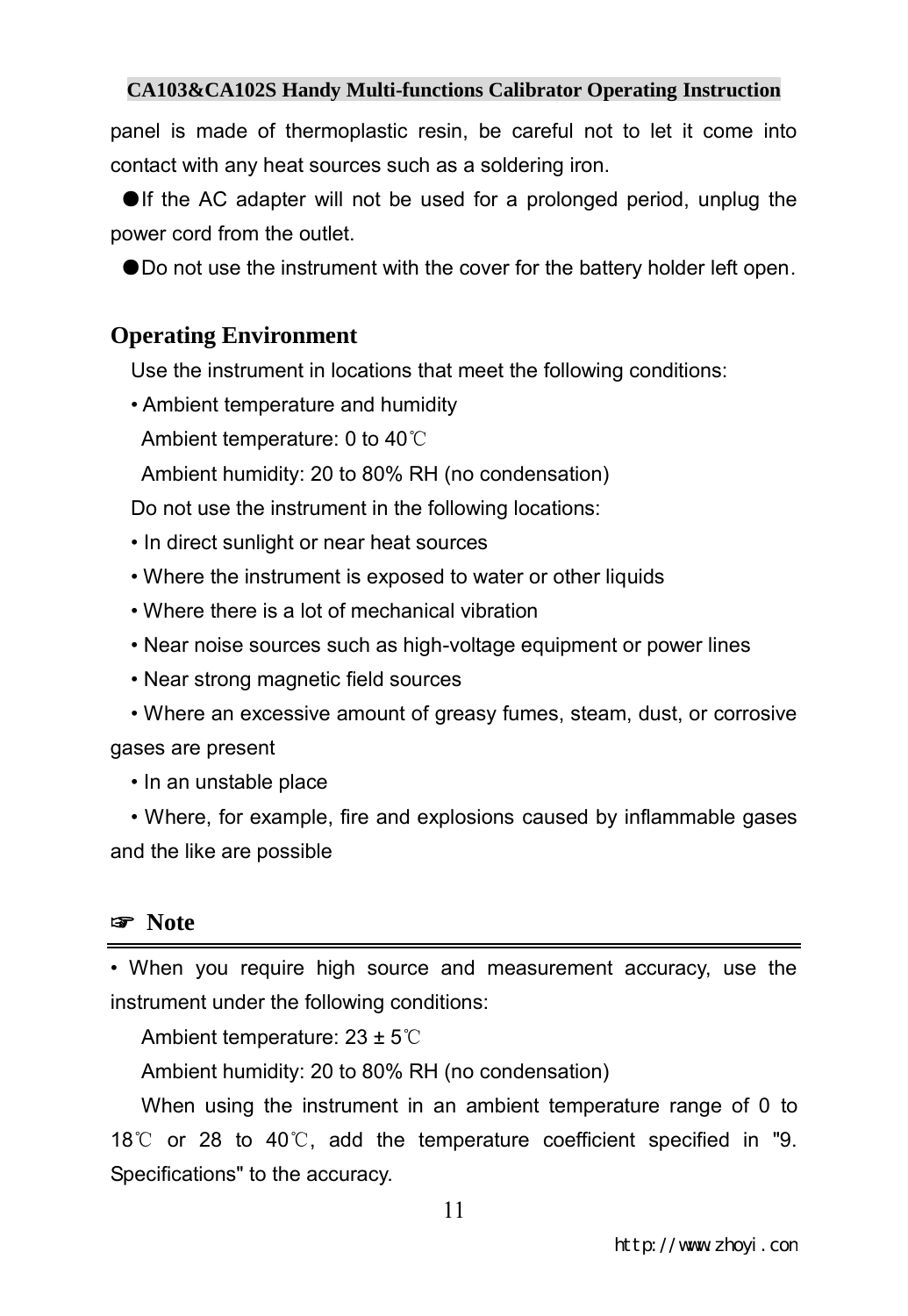panel is made of thermoplastic resin, be careful not to let it come into contact with any heat sources such as a soldering iron.

●If the AC adapter will not be used for a prolonged period, unplug the power cord from the outlet.

●Do not use the instrument with the cover for the battery holder left open.

## Operating Environment

Use the instrument in locations that meet the following conditions:

• Ambient temperature and humidity

Ambient temperature: 0 to 40℃

Ambient humidity: 20 to 80% RH (no condensation)

Do not use the instrument in the following locations:

• In direct sunlight or near heat sources

• Where the instrument is exposed to water or other liquids

• Where there is a lot of mechanical vibration

• Near noise sources such as high-voltage equipment or power lines

• Near strong magnetic field sources

• Where an excessive amount of greasy fumes, steam, dust, or corrosive gases are present

• In an unstable place

• Where, for example, fire and explosions caused by inflammable gases and the like are possible

### ☞ Note

• When you require high source and measurement accuracy, use the instrument under the following conditions:

Ambient temperature: 23 ± 5℃

Ambient humidity: 20 to 80% RH (no condensation)

When using the instrument in an ambient temperature range of 0 to 18℃ or 28 to 40℃, add the temperature coefficient specified in "9. Specifications" to the accuracy.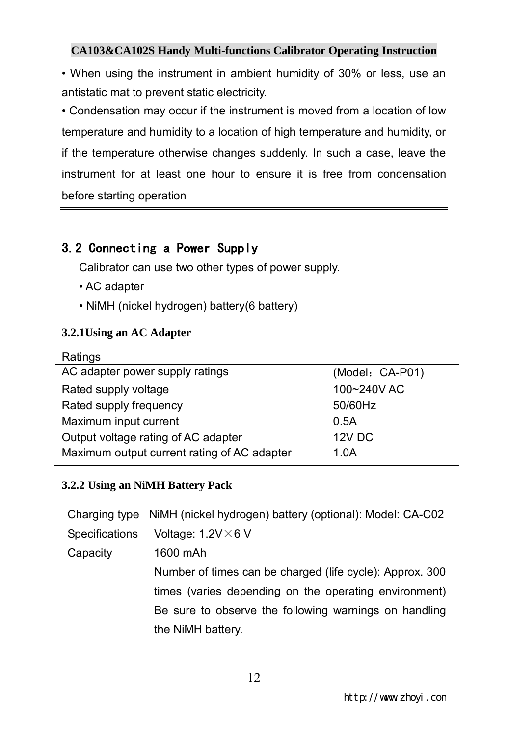• When using the instrument in ambient humidity of 30% or less, use an antistatic mat to prevent static electricity.

• Condensation may occur if the instrument is moved from a location of low temperature and humidity to a location of high temperature and humidity, or if the temperature otherwise changes suddenly. In such a case, leave the instrument for at least one hour to ensure it is free from condensation before starting operation

## 3.2 Connecting a Power Supply

Calibrator can use two other types of power supply.

• AC adapter

• NiMH (nickel hydrogen) battery(6 battery)

### 3.2.1Using an AC Adapter

Ratings

| AC adapter power supply ratings | (Model：CA-P01) |
|---|---|
| Rated supply voltage | 100~240V AC |
| Rated supply frequency | 50/60Hz |
| Maximum input current | 0.5A |
| Output voltage rating of AC adapter | 12V DC |
| Maximum output current rating of AC adapter | 1.0A |

### 3.2.2 Using an NiMH Battery Pack

| | |
|---|---|
| Charging type | NiMH (nickel hydrogen) battery (optional): Model: CA-C02 |
| Specifications | Voltage: 1.2V×6 V |
| Capacity | 1600 mAh |
| | Number of times can be charged (life cycle): Approx. 300 times (varies depending on the operating environment) Be sure to observe the following warnings on handling the NiMH battery. |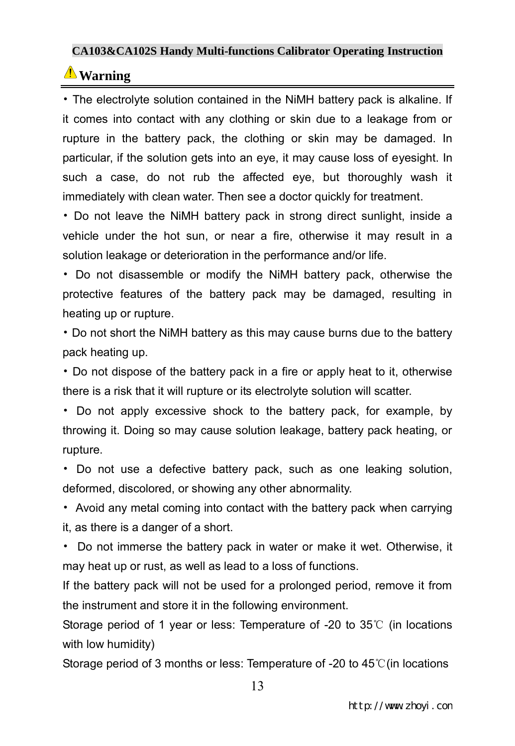## ⚠ Warning

・The electrolyte solution contained in the NiMH battery pack is alkaline. If it comes into contact with any clothing or skin due to a leakage from or rupture in the battery pack, the clothing or skin may be damaged. In particular, if the solution gets into an eye, it may cause loss of eyesight. In such a case, do not rub the affected eye, but thoroughly wash it immediately with clean water. Then see a doctor quickly for treatment.

・Do not leave the NiMH battery pack in strong direct sunlight, inside a vehicle under the hot sun, or near a fire, otherwise it may result in a solution leakage or deterioration in the performance and/or life.

・Do not disassemble or modify the NiMH battery pack, otherwise the protective features of the battery pack may be damaged, resulting in heating up or rupture.

・Do not short the NiMH battery as this may cause burns due to the battery pack heating up.

・Do not dispose of the battery pack in a fire or apply heat to it, otherwise there is a risk that it will rupture or its electrolyte solution will scatter.

・Do not apply excessive shock to the battery pack, for example, by throwing it. Doing so may cause solution leakage, battery pack heating, or rupture.

・Do not use a defective battery pack, such as one leaking solution, deformed, discolored, or showing any other abnormality.

・Avoid any metal coming into contact with the battery pack when carrying it, as there is a danger of a short.

・Do not immerse the battery pack in water or make it wet. Otherwise, it may heat up or rust, as well as lead to a loss of functions.

If the battery pack will not be used for a prolonged period, remove it from the instrument and store it in the following environment.

Storage period of 1 year or less: Temperature of -20 to 35℃ (in locations with low humidity)

Storage period of 3 months or less: Temperature of -20 to 45℃(in locations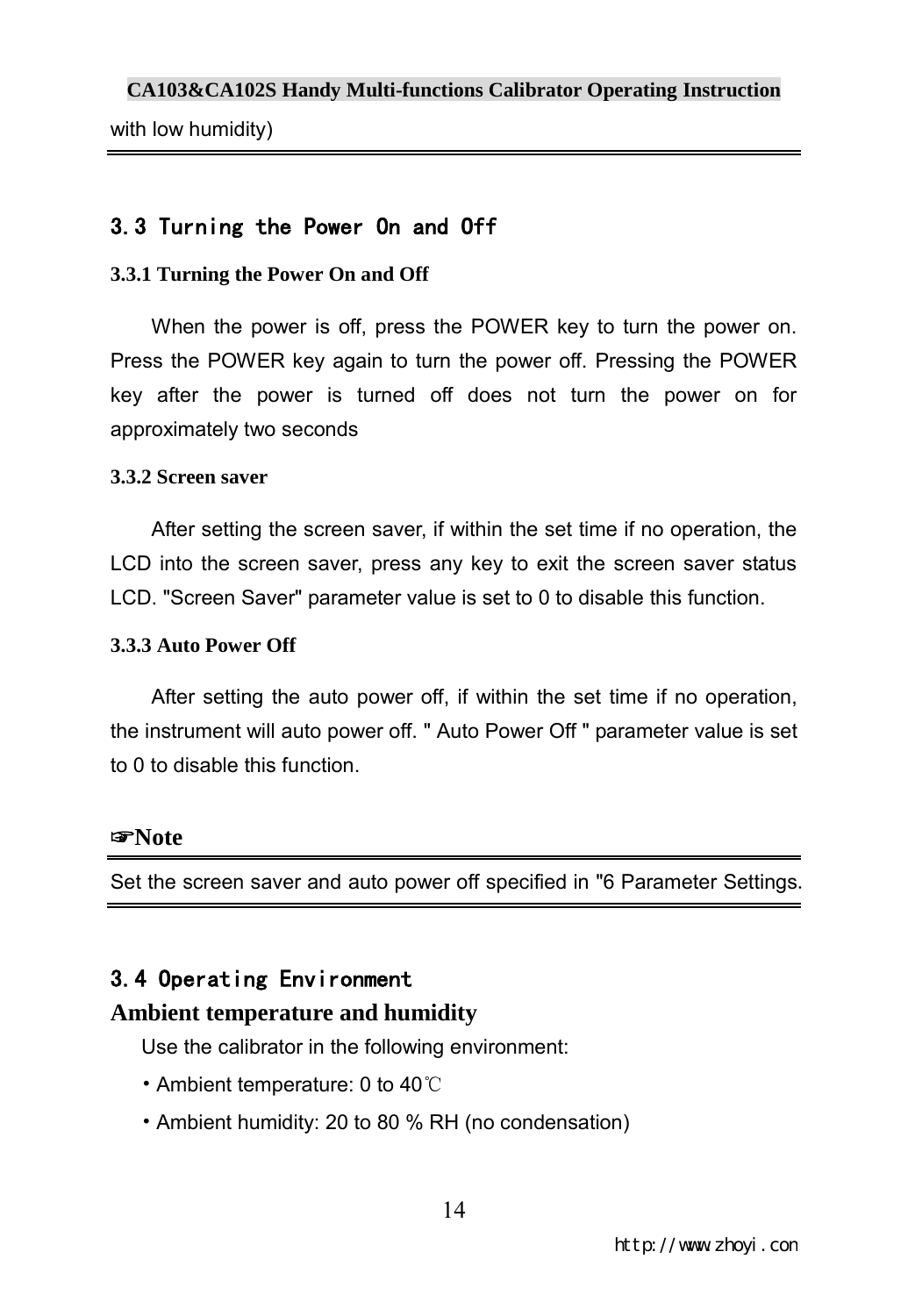with low humidity)

## 3.3 Turning the Power On and Off

### 3.3.1 Turning the Power On and Off

When the power is off, press the POWER key to turn the power on. Press the POWER key again to turn the power off. Pressing the POWER key after the power is turned off does not turn the power on for approximately two seconds

### 3.3.2 Screen saver

After setting the screen saver, if within the set time if no operation, the LCD into the screen saver, press any key to exit the screen saver status LCD. "Screen Saver" parameter value is set to 0 to disable this function.

### 3.3.3 Auto Power Off

After setting the auto power off, if within the set time if no operation, the instrument will auto power off. " Auto Power Off " parameter value is set to 0 to disable this function.

**☞Note**

Set the screen saver and auto power off specified in "6 Parameter Settings.

## 3.4 Operating Environment

**Ambient temperature and humidity**

Use the calibrator in the following environment:

- Ambient temperature: 0 to 40℃
- Ambient humidity: 20 to 80 % RH (no condensation)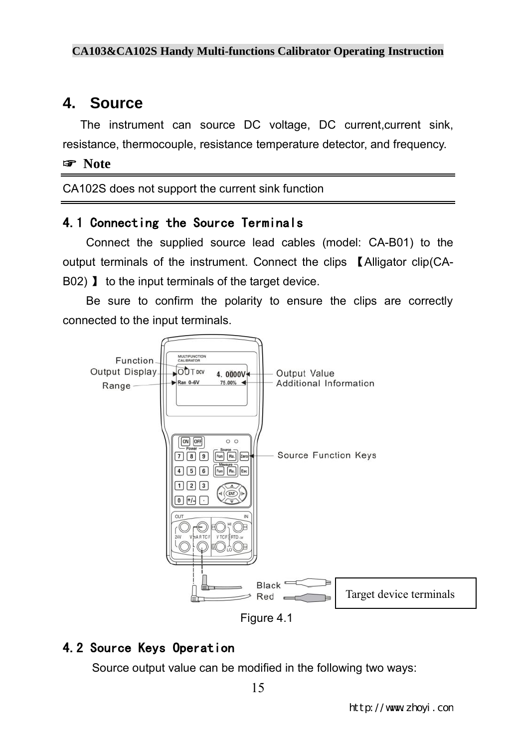## 4. Source

The instrument can source DC voltage, DC current,current sink, resistance, thermocouple, resistance temperature detector, and frequency.

☞ **Note**

CA102S does not support the current sink function

### 4.1 Connecting the Source Terminals

Connect the supplied source lead cables (model: CA-B01) to the output terminals of the instrument. Connect the clips 【Alligator clip(CA-B02) 】 to the input terminals of the target device.

Be sure to confirm the polarity to ensure the clips are correctly connected to the input terminals.

Function
Output Display
Range
Output Value
Additional Information
Source Function Keys
Black
Red
Target device terminals

Figure 4.1

### 4.2 Source Keys Operation

Source output value can be modified in the following two ways: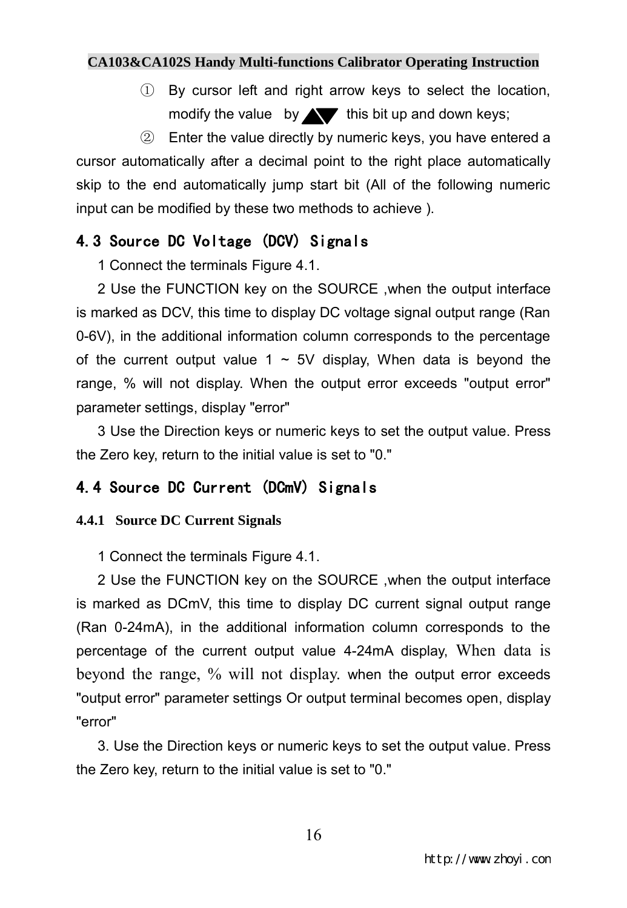① By cursor left and right arrow keys to select the location, modify the value by ▲▼ this bit up and down keys;

② Enter the value directly by numeric keys, you have entered a cursor automatically after a decimal point to the right place automatically skip to the end automatically jump start bit (All of the following numeric input can be modified by these two methods to achieve ).

## 4.3 Source DC Voltage (DCV) Signals

1 Connect the terminals Figure 4.1.

2 Use the FUNCTION key on the SOURCE ,when the output interface is marked as DCV, this time to display DC voltage signal output range (Ran 0-6V), in the additional information column corresponds to the percentage of the current output value 1 ~ 5V display, When data is beyond the range, % will not display. When the output error exceeds "output error" parameter settings, display "error"

3 Use the Direction keys or numeric keys to set the output value. Press the Zero key, return to the initial value is set to "0."

## 4.4 Source DC Current (DCmV) Signals

### 4.4.1 Source DC Current Signals

1 Connect the terminals Figure 4.1.

2 Use the FUNCTION key on the SOURCE ,when the output interface is marked as DCmV, this time to display DC current signal output range (Ran 0-24mA), in the additional information column corresponds to the percentage of the current output value 4-24mA display, When data is beyond the range, % will not display. when the output error exceeds "output error" parameter settings Or output terminal becomes open, display "error"

3. Use the Direction keys or numeric keys to set the output value. Press the Zero key, return to the initial value is set to "0."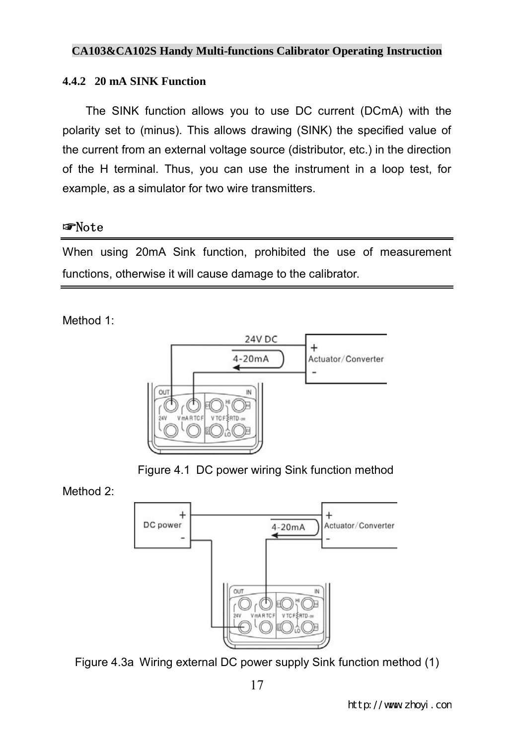### 4.4.2 20 mA SINK Function

The SINK function allows you to use DC current (DCmA) with the polarity set to (minus). This allows drawing (SINK) the specified value of the current from an external voltage source (distributor, etc.) in the direction of the H terminal. Thus, you can use the instrument in a loop test, for example, as a simulator for two wire transmitters.

☞Note

When using 20mA Sink function, prohibited the use of measurement functions, otherwise it will cause damage to the calibrator.

Method 1:

24V DC

4-20mA

+
Actuator/Converter
-

OUT
IN
24V
V mA R TC F
V TC F RTD
HI
LO

Figure 4.1 DC power wiring Sink function method

Method 2:

+
DC power
-

4-20mA

+
Actuator/Converter
-

OUT
IN
24V
V mA R TC F
V TC F RTD
HI
LO

Figure 4.3a Wiring external DC power supply Sink function method (1)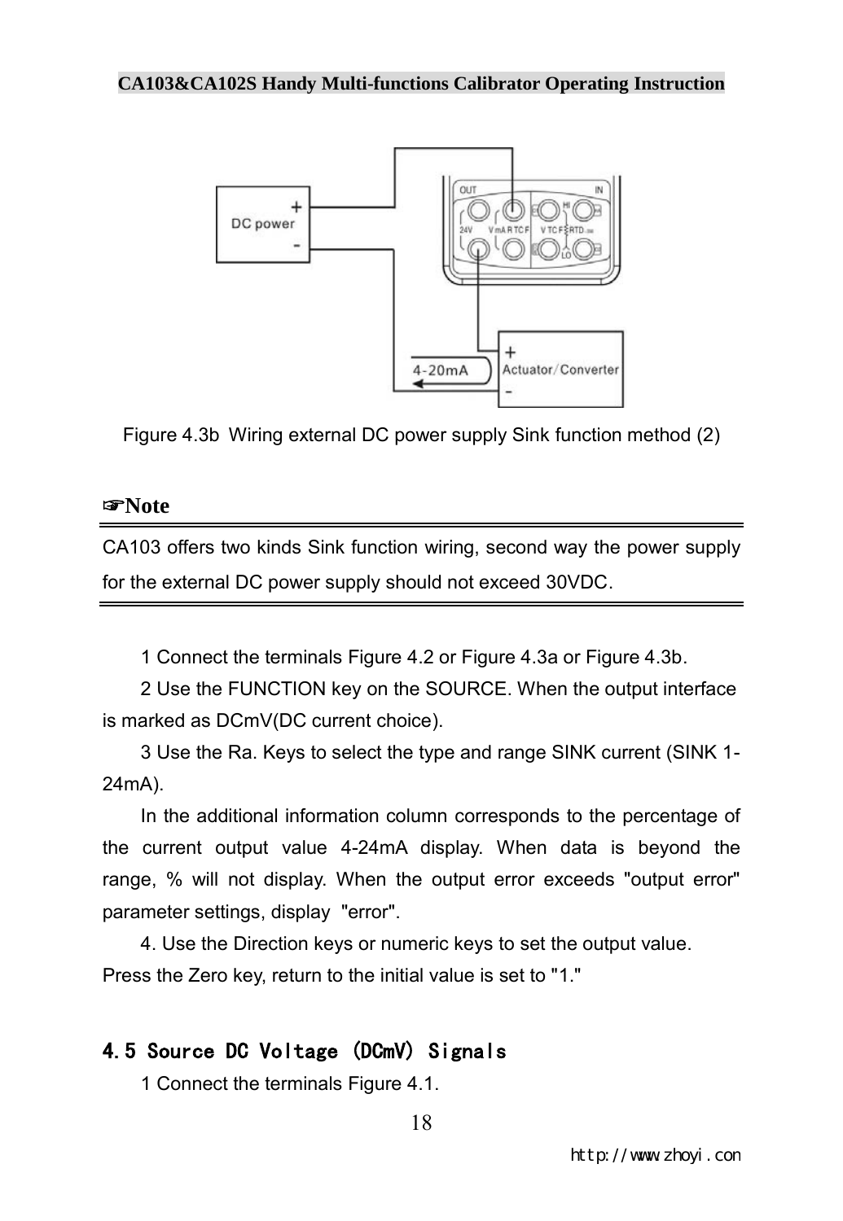DC power

Actuator/Converter

4-20mA

Figure 4.3b Wiring external DC power supply Sink function method (2)

☞**Note**

CA103 offers two kinds Sink function wiring, second way the power supply for the external DC power supply should not exceed 30VDC.

1 Connect the terminals Figure 4.2 or Figure 4.3a or Figure 4.3b.

2 Use the FUNCTION key on the SOURCE. When the output interface is marked as DCmV(DC current choice).

3 Use the Ra. Keys to select the type and range SINK current (SINK 1-24mA).

In the additional information column corresponds to the percentage of the current output value 4-24mA display. When data is beyond the range, % will not display. When the output error exceeds "output error" parameter settings, display "error".

4. Use the Direction keys or numeric keys to set the output value. Press the Zero key, return to the initial value is set to "1."

## 4.5 Source DC Voltage (DCmV) Signals

1 Connect the terminals Figure 4.1.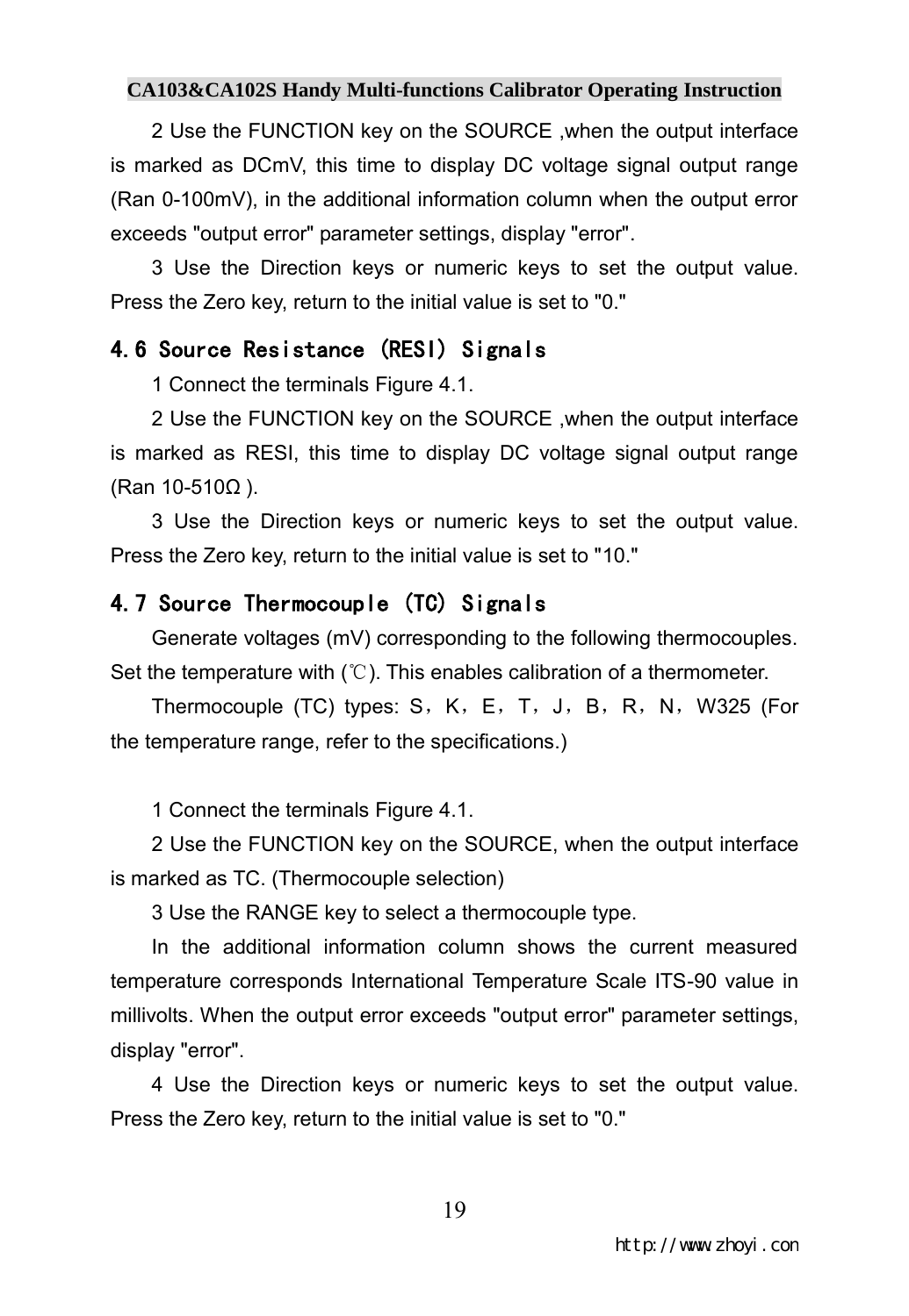2 Use the FUNCTION key on the SOURCE ,when the output interface is marked as DCmV, this time to display DC voltage signal output range (Ran 0-100mV), in the additional information column when the output error exceeds "output error" parameter settings, display "error".

3 Use the Direction keys or numeric keys to set the output value. Press the Zero key, return to the initial value is set to "0."

## 4.6 Source Resistance (RESI) Signals

1 Connect the terminals Figure 4.1.

2 Use the FUNCTION key on the SOURCE ,when the output interface is marked as RESI, this time to display DC voltage signal output range (Ran 10-510Ω ).

3 Use the Direction keys or numeric keys to set the output value. Press the Zero key, return to the initial value is set to "10."

## 4.7 Source Thermocouple (TC) Signals

Generate voltages (mV) corresponding to the following thermocouples. Set the temperature with (℃). This enables calibration of a thermometer.

Thermocouple (TC) types: S，K，E，T，J，B，R，N，W325 (For the temperature range, refer to the specifications.)

1 Connect the terminals Figure 4.1.

2 Use the FUNCTION key on the SOURCE, when the output interface is marked as TC. (Thermocouple selection)

3 Use the RANGE key to select a thermocouple type.

In the additional information column shows the current measured temperature corresponds International Temperature Scale ITS-90 value in millivolts. When the output error exceeds "output error" parameter settings, display "error".

4 Use the Direction keys or numeric keys to set the output value. Press the Zero key, return to the initial value is set to "0."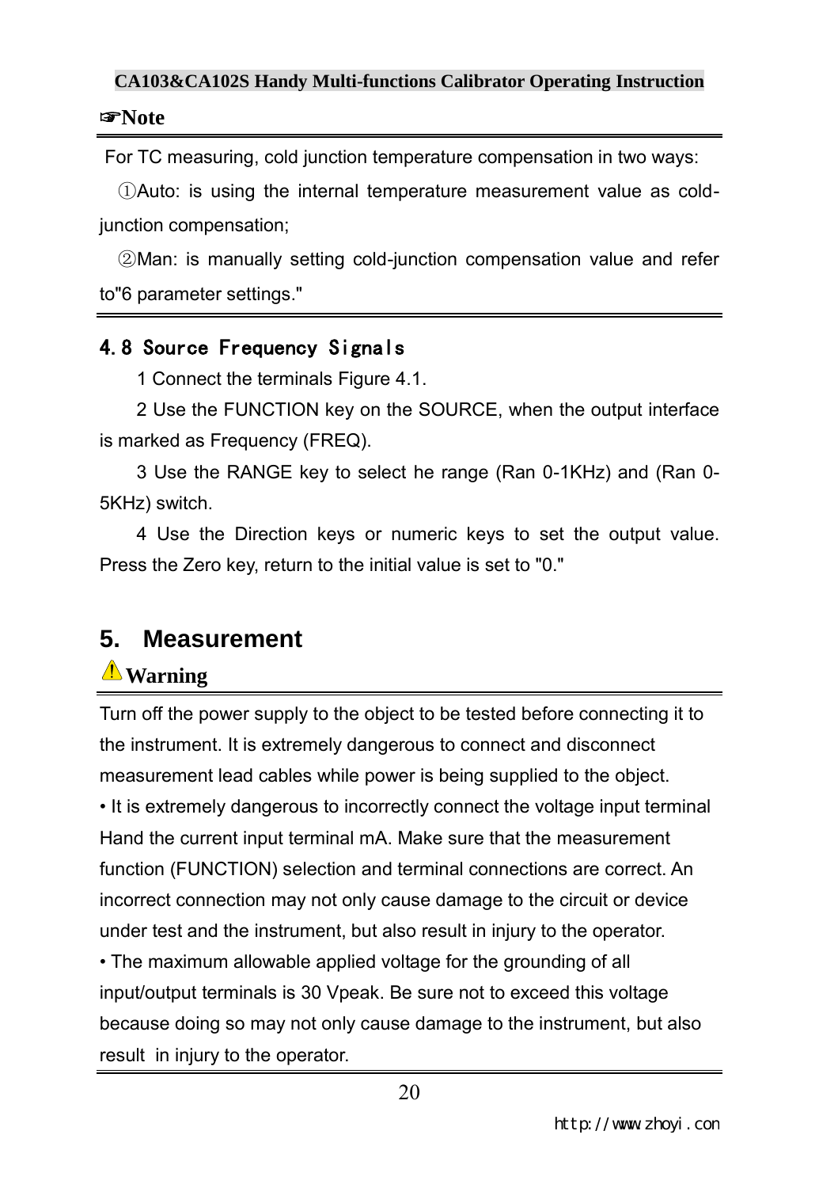☞**Note**

For TC measuring, cold junction temperature compensation in two ways:

①Auto: is using the internal temperature measurement value as cold-junction compensation;

②Man: is manually setting cold-junction compensation value and refer to"6 parameter settings."

### 4.8 Source Frequency Signals

1 Connect the terminals Figure 4.1.

2 Use the FUNCTION key on the SOURCE, when the output interface is marked as Frequency (FREQ).

3 Use the RANGE key to select he range (Ran 0-1KHz) and (Ran 0-5KHz) switch.

4 Use the Direction keys or numeric keys to set the output value. Press the Zero key, return to the initial value is set to "0."

## 5. Measurement

⚠**Warning**

Turn off the power supply to the object to be tested before connecting it to the instrument. It is extremely dangerous to connect and disconnect measurement lead cables while power is being supplied to the object.

• It is extremely dangerous to incorrectly connect the voltage input terminal Hand the current input terminal mA. Make sure that the measurement function (FUNCTION) selection and terminal connections are correct. An incorrect connection may not only cause damage to the circuit or device under test and the instrument, but also result in injury to the operator.

• The maximum allowable applied voltage for the grounding of all input/output terminals is 30 Vpeak. Be sure not to exceed this voltage because doing so may not only cause damage to the instrument, but also result in injury to the operator.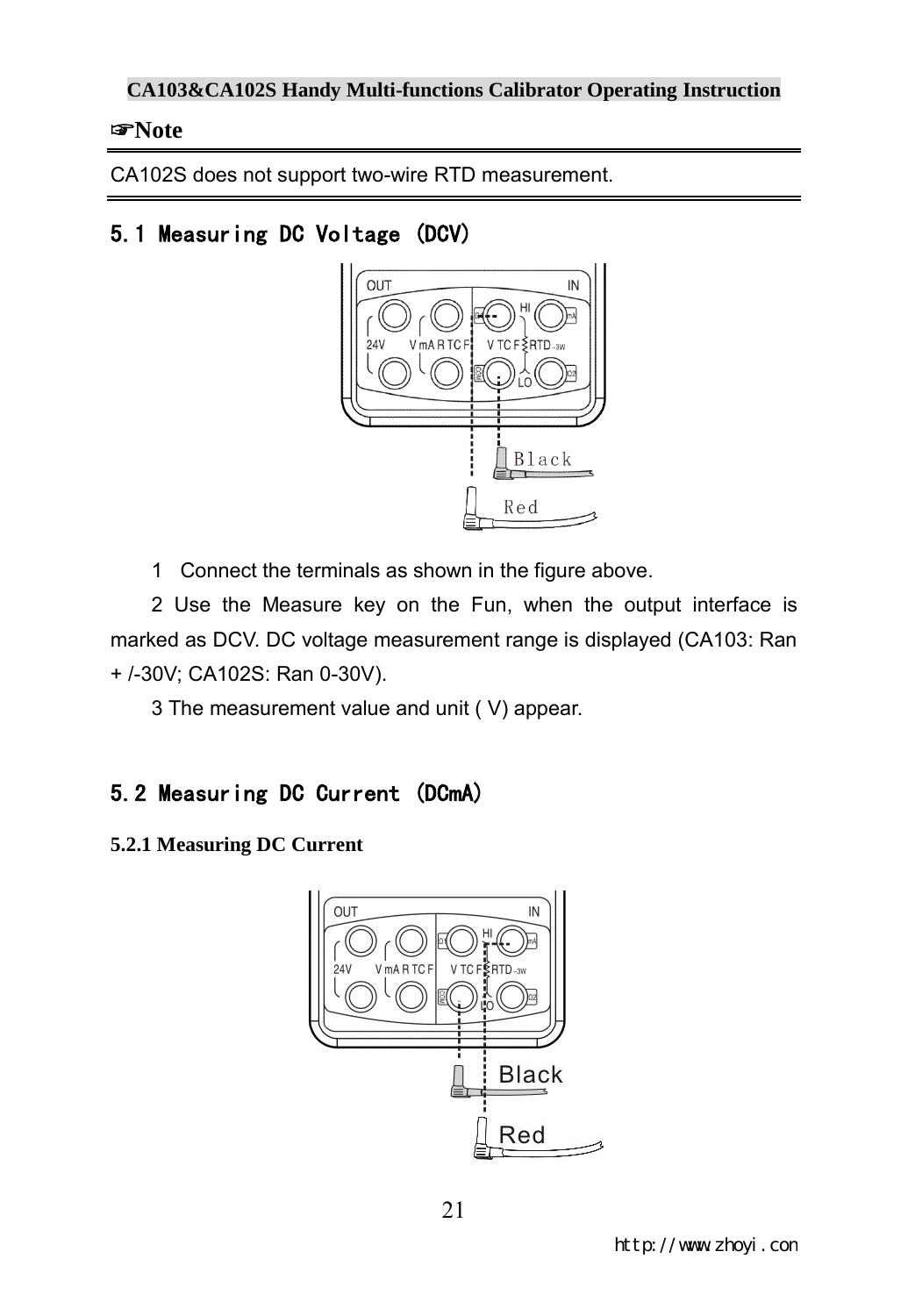☞**Note**

CA102S does not support two-wire RTD measurement.

## 5.1 Measuring DC Voltage (DCV)

OUT

IN

24V

V mA R TC F

V TC F RTD

HI

LO

Black

Red

1 Connect the terminals as shown in the figure above.

2 Use the Measure key on the Fun, when the output interface is marked as DCV. DC voltage measurement range is displayed (CA103: Ran + /-30V; CA102S: Ran 0-30V).

3 The measurement value and unit ( V) appear.

## 5.2 Measuring DC Current (DCmA)

### 5.2.1 Measuring DC Current

OUT

IN

24V

V mA R TC F

V TC F RTD

HI

LO

Black

Red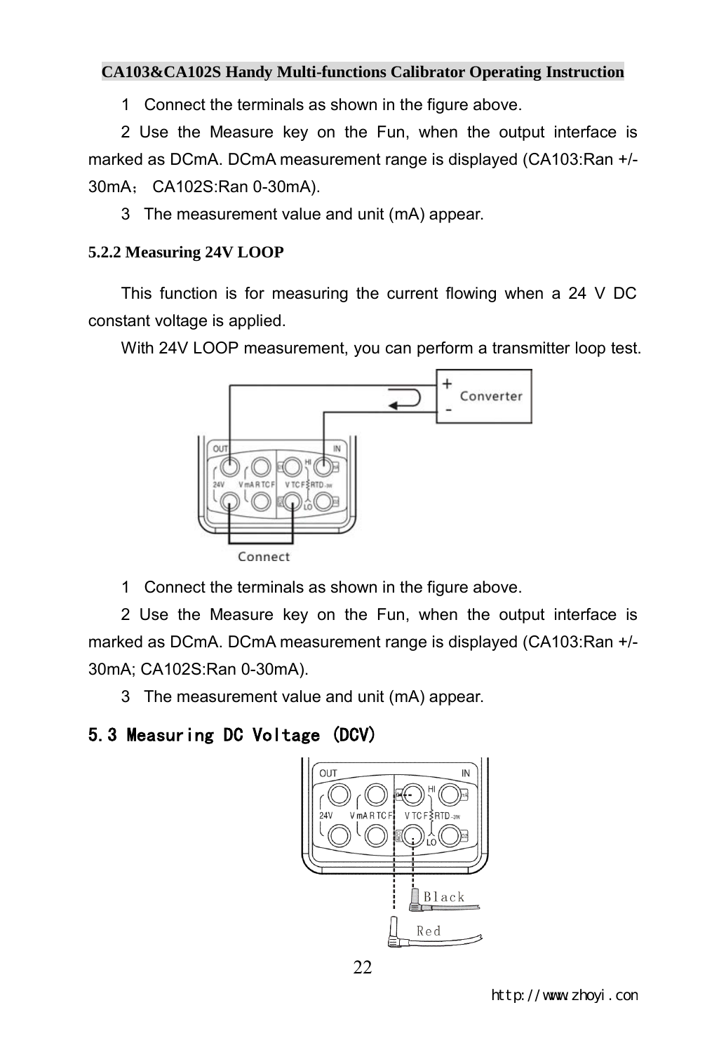1 Connect the terminals as shown in the figure above.

2 Use the Measure key on the Fun, when the output interface is marked as DCmA. DCmA measurement range is displayed (CA103:Ran +/-30mA； CA102S:Ran 0-30mA).

3 The measurement value and unit (mA) appear.

### 5.2.2 Measuring 24V LOOP

This function is for measuring the current flowing when a 24 V DC constant voltage is applied.

With 24V LOOP measurement, you can perform a transmitter loop test.

1 Connect the terminals as shown in the figure above.

2 Use the Measure key on the Fun, when the output interface is marked as DCmA. DCmA measurement range is displayed (CA103:Ran +/-30mA; CA102S:Ran 0-30mA).

3 The measurement value and unit (mA) appear.

## 5.3 Measuring DC Voltage (DCV)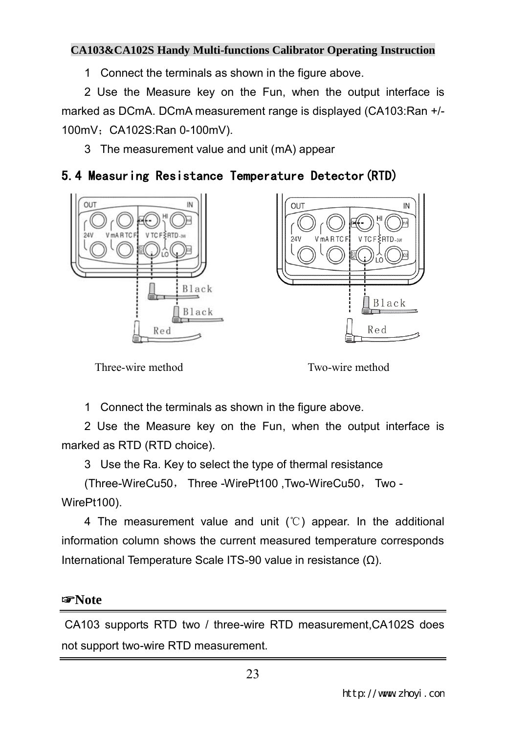1　Connect the terminals as shown in the figure above.

2 Use the Measure key on the Fun, when the output interface is marked as DCmA. DCmA measurement range is displayed (CA103:Ran +/-100mV；CA102S:Ran 0-100mV).

3　The measurement value and unit (mA) appear

## 5.4 Measuring Resistance Temperature Detector(RTD)

Three-wire method　　　　　　　　Two-wire method

1　Connect the terminals as shown in the figure above.

2 Use the Measure key on the Fun, when the output interface is marked as RTD (RTD choice).

3　Use the Ra. Key to select the type of thermal resistance (Three-WireCu50，Three -WirePt100 ,Two-WireCu50，Two -WirePt100).

4 The measurement value and unit (℃) appear. In the additional information column shows the current measured temperature corresponds International Temperature Scale ITS-90 value in resistance (Ω).

☞**Note**

CA103 supports RTD two / three-wire RTD measurement,CA102S does not support two-wire RTD measurement.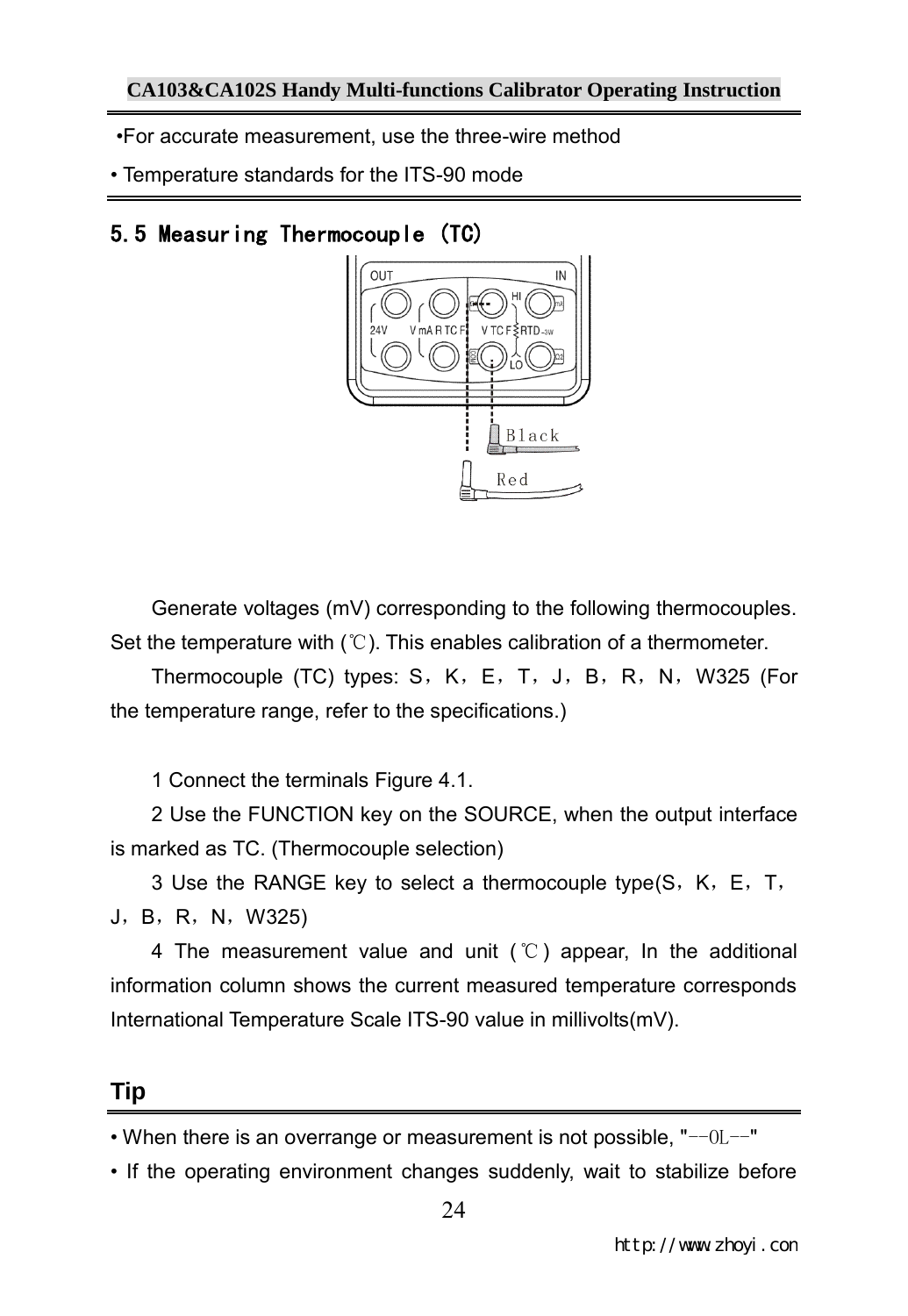•For accurate measurement, use the three-wire method

• Temperature standards for the ITS-90 mode

## 5.5 Measuring Thermocouple (TC)

OUT IN
24V V mA R TC F V TC F RTD-3W
HI LO
Black
Red

Generate voltages (mV) corresponding to the following thermocouples. Set the temperature with (℃). This enables calibration of a thermometer.

Thermocouple (TC) types: S，K，E，T，J，B，R，N，W325 (For the temperature range, refer to the specifications.)

1 Connect the terminals Figure 4.1.

2 Use the FUNCTION key on the SOURCE, when the output interface is marked as TC. (Thermocouple selection)

3 Use the RANGE key to select a thermocouple type(S，K，E，T，J，B，R，N，W325)

4 The measurement value and unit (℃) appear, In the additional information column shows the current measured temperature corresponds International Temperature Scale ITS-90 value in millivolts(mV).

### Tip

• When there is an overrange or measurement is not possible, "--OL--"

• If the operating environment changes suddenly, wait to stabilize before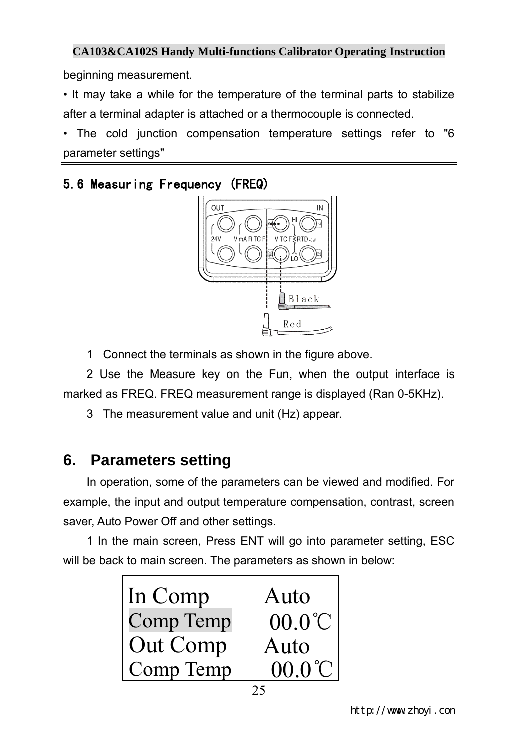beginning measurement.

• It may take a while for the temperature of the terminal parts to stabilize after a terminal adapter is attached or a thermocouple is connected.

• The cold junction compensation temperature settings refer to "6 parameter settings"

## 5.6 Measuring Frequency (FREQ)

1 Connect the terminals as shown in the figure above.

2 Use the Measure key on the Fun, when the output interface is marked as FREQ. FREQ measurement range is displayed (Ran 0-5KHz).

3 The measurement value and unit (Hz) appear.

# 6. Parameters setting

In operation, some of the parameters can be viewed and modified. For example, the input and output temperature compensation, contrast, screen saver, Auto Power Off and other settings.

1 In the main screen, Press ENT will go into parameter setting, ESC will be back to main screen. The parameters as shown in below:

| In Comp | Auto |
|---|---|
| Comp Temp | 00.0℃ |
| Out Comp | Auto |
| Comp Temp | 00.0℃ |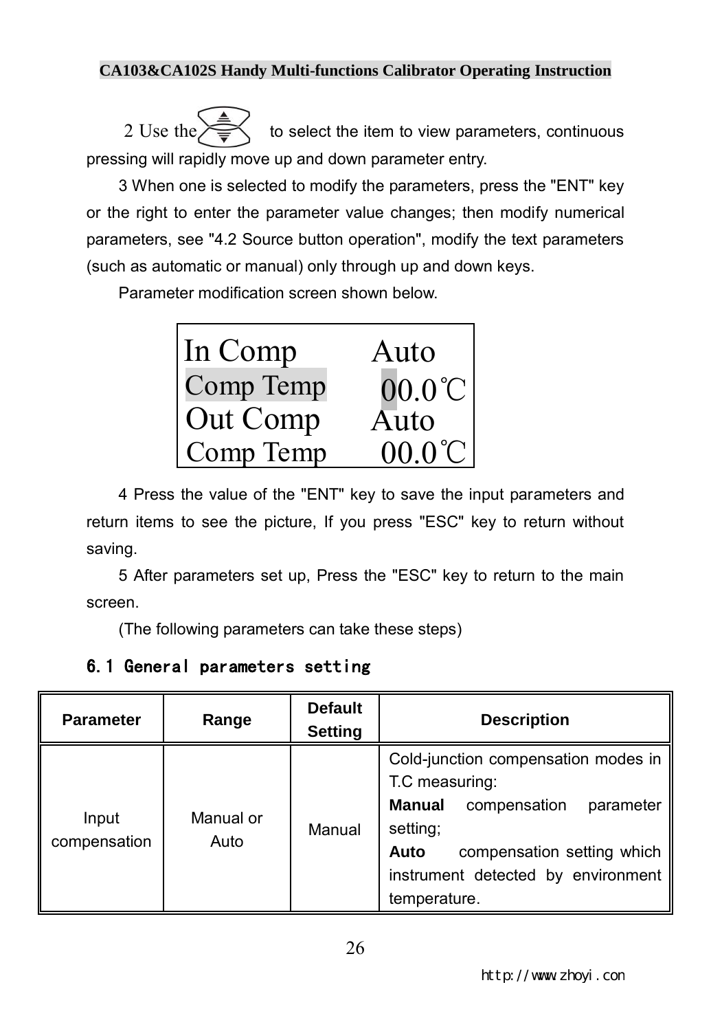2 Use the ▲▼ to select the item to view parameters, continuous pressing will rapidly move up and down parameter entry.

3 When one is selected to modify the parameters, press the "ENT" key or the right to enter the parameter value changes; then modify numerical parameters, see "4.2 Source button operation", modify the text parameters (such as automatic or manual) only through up and down keys.

Parameter modification screen shown below.

| | |
|---|---|
| In Comp | Auto |
| Comp Temp | 00.0℃ |
| Out Comp | Auto |
| Comp Temp | 00.0℃ |

4 Press the value of the "ENT" key to save the input parameters and return items to see the picture, If you press "ESC" key to return without saving.

5 After parameters set up, Press the "ESC" key to return to the main screen.

(The following parameters can take these steps)

## 6.1 General parameters setting

| Parameter | Range | Default Setting | Description |
|---|---|---|---|
| Input compensation | Manual or Auto | Manual | Cold-junction compensation modes in T.C measuring:<br>**Manual** compensation parameter setting;<br>**Auto** compensation setting which instrument detected by environment temperature. |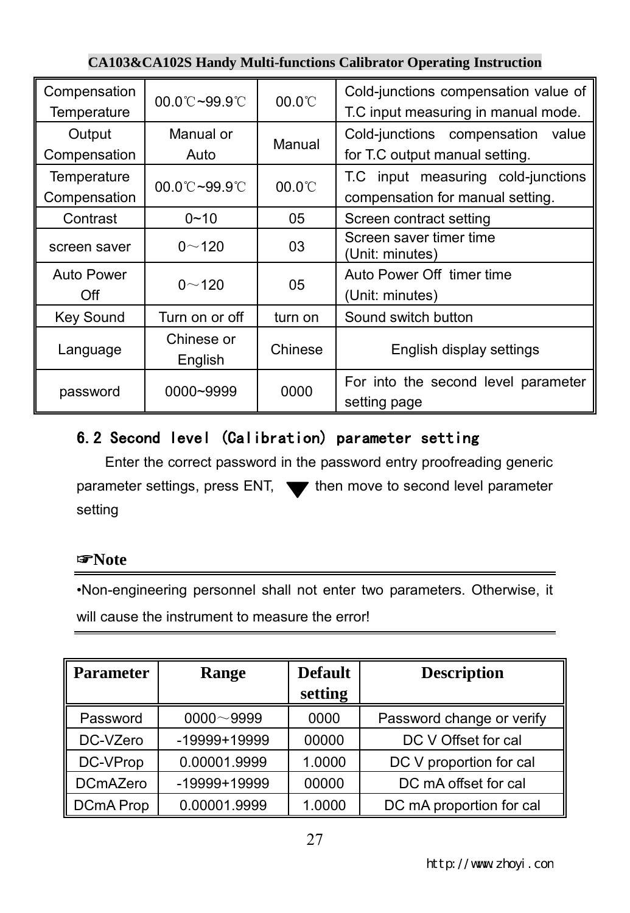| | | | |
|---|---|---|---|
| Compensation Temperature | 00.0℃~99.9℃ | 00.0℃ | Cold-junctions compensation value of T.C input measuring in manual mode. |
| Output Compensation | Manual or Auto | Manual | Cold-junctions compensation value for T.C output manual setting. |
| Temperature Compensation | 00.0℃~99.9℃ | 00.0℃ | T.C input measuring cold-junctions compensation for manual setting. |
| Contrast | 0~10 | 05 | Screen contract setting |
| screen saver | 0～120 | 03 | Screen saver timer time (Unit: minutes) |
| Auto Power Off | 0～120 | 05 | Auto Power Off timer time (Unit: minutes) |
| Key Sound | Turn on or off | turn on | Sound switch button |
| Language | Chinese or English | Chinese | English display settings |
| password | 0000~9999 | 0000 | For into the second level parameter setting page |

## 6.2 Second level (Calibration) parameter setting

Enter the correct password in the password entry proofreading generic parameter settings, press ENT, ▼ then move to second level parameter setting

**☞Note**

•Non-engineering personnel shall not enter two parameters. Otherwise, it will cause the instrument to measure the error!

| **Parameter** | **Range** | **Default setting** | **Description** |
|---|---|---|---|
| Password | 0000～9999 | 0000 | Password change or verify |
| DC-VZero | -19999+19999 | 00000 | DC V Offset for cal |
| DC-VProp | 0.00001.9999 | 1.0000 | DC V proportion for cal |
| DCmAZero | -19999+19999 | 00000 | DC mA offset for cal |
| DCmA Prop | 0.00001.9999 | 1.0000 | DC mA proportion for cal |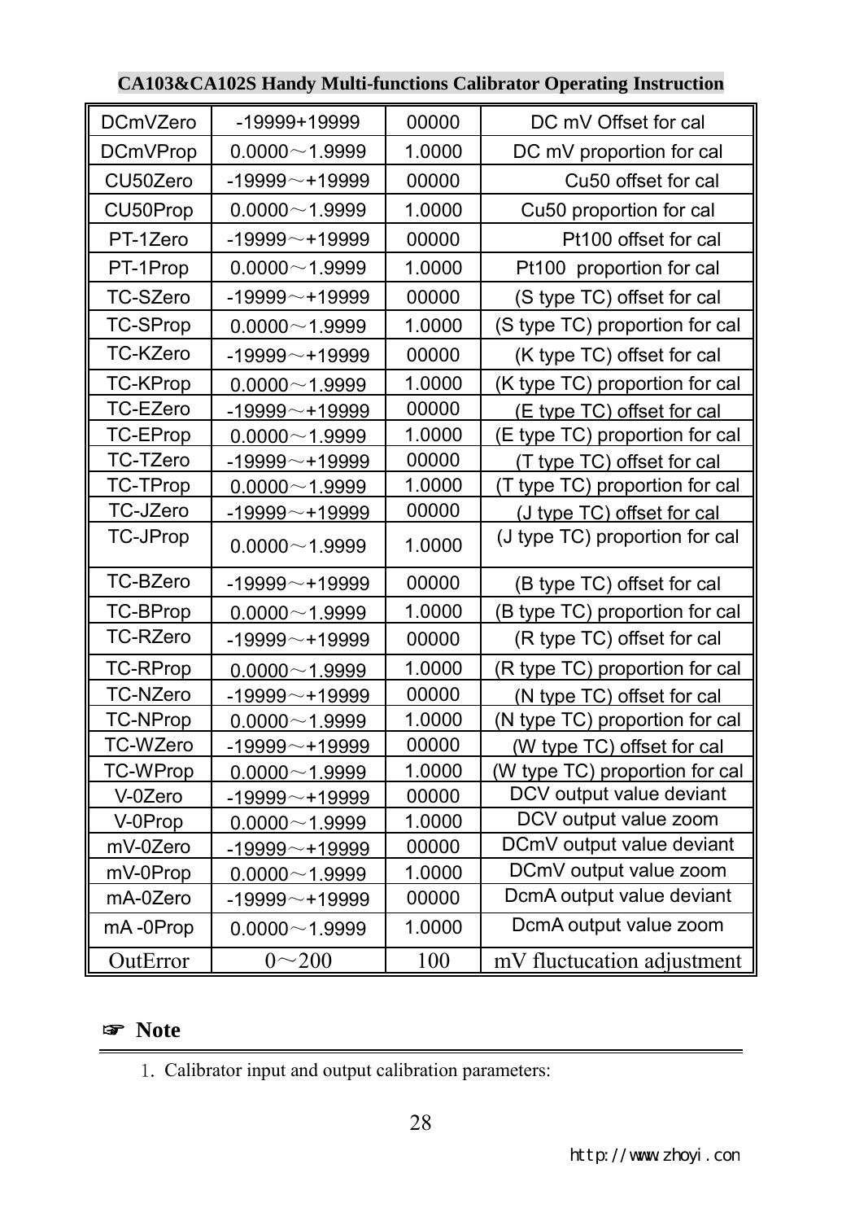| | | | |
|---|---|---|---|
| DCmVZero | -19999+19999 | 00000 | DC mV Offset for cal |
| DCmVProp | 0.0000～1.9999 | 1.0000 | DC mV proportion for cal |
| CU50Zero | -19999～+19999 | 00000 | Cu50 offset for cal |
| CU50Prop | 0.0000～1.9999 | 1.0000 | Cu50 proportion for cal |
| PT-1Zero | -19999～+19999 | 00000 | Pt100 offset for cal |
| PT-1Prop | 0.0000～1.9999 | 1.0000 | Pt100 proportion for cal |
| TC-SZero | -19999～+19999 | 00000 | (S type TC) offset for cal |
| TC-SProp | 0.0000～1.9999 | 1.0000 | (S type TC) proportion for cal |
| TC-KZero | -19999～+19999 | 00000 | (K type TC) offset for cal |
| TC-KProp | 0.0000～1.9999 | 1.0000 | (K type TC) proportion for cal |
| TC-EZero | -19999～+19999 | 00000 | (E type TC) offset for cal |
| TC-EProp | 0.0000～1.9999 | 1.0000 | (E type TC) proportion for cal |
| TC-TZero | -19999～+19999 | 00000 | (T type TC) offset for cal |
| TC-TProp | 0.0000～1.9999 | 1.0000 | (T type TC) proportion for cal |
| TC-JZero | -19999～+19999 | 00000 | (J type TC) offset for cal |
| TC-JProp | 0.0000～1.9999 | 1.0000 | (J type TC) proportion for cal |
| TC-BZero | -19999～+19999 | 00000 | (B type TC) offset for cal |
| TC-BProp | 0.0000～1.9999 | 1.0000 | (B type TC) proportion for cal |
| TC-RZero | -19999～+19999 | 00000 | (R type TC) offset for cal |
| TC-RProp | 0.0000～1.9999 | 1.0000 | (R type TC) proportion for cal |
| TC-NZero | -19999～+19999 | 00000 | (N type TC) offset for cal |
| TC-NProp | 0.0000～1.9999 | 1.0000 | (N type TC) proportion for cal |
| TC-WZero | -19999～+19999 | 00000 | (W type TC) offset for cal |
| TC-WProp | 0.0000～1.9999 | 1.0000 | (W type TC) proportion for cal |
| V-0Zero | -19999～+19999 | 00000 | DCV output value deviant |
| V-0Prop | 0.0000～1.9999 | 1.0000 | DCV output value zoom |
| mV-0Zero | -19999～+19999 | 00000 | DCmV output value deviant |
| mV-0Prop | 0.0000～1.9999 | 1.0000 | DCmV output value zoom |
| mA-0Zero | -19999～+19999 | 00000 | DcmA output value deviant |
| mA -0Prop | 0.0000～1.9999 | 1.0000 | DcmA output value zoom |
| OutError | 0～200 | 100 | mV fluctucation adjustment |

☞ **Note**

1. Calibrator input and output calibration parameters: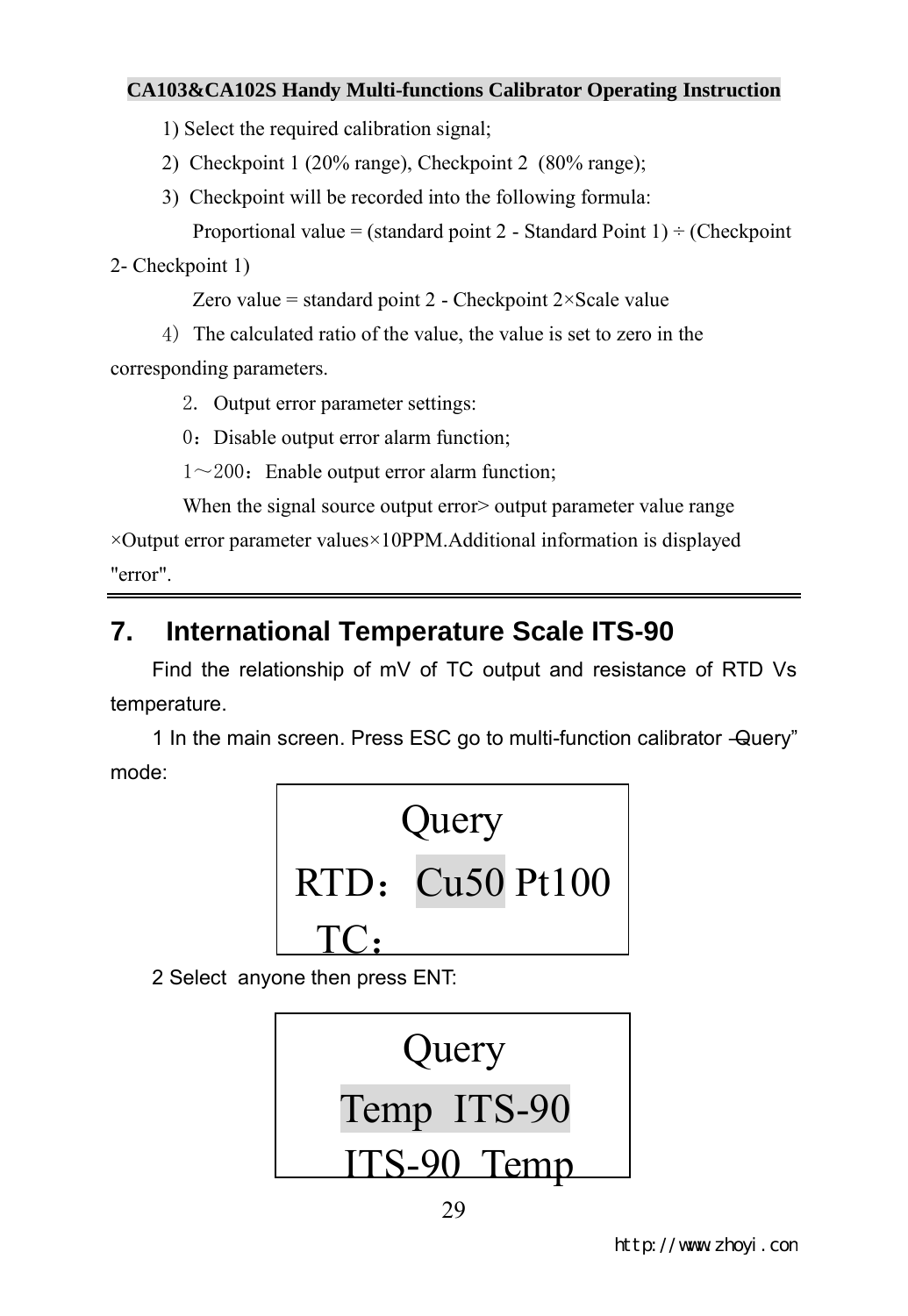1) Select the required calibration signal;

2) Checkpoint 1 (20% range), Checkpoint 2 (80% range);

3) Checkpoint will be recorded into the following formula:

Proportional value = (standard point 2 - Standard Point 1) ÷ (Checkpoint 2- Checkpoint 1)

Zero value = standard point 2 - Checkpoint 2×Scale value

4) The calculated ratio of the value, the value is set to zero in the corresponding parameters.

2. Output error parameter settings:

0：Disable output error alarm function;

1～200：Enable output error alarm function;

When the signal source output error> output parameter value range ×Output error parameter values×10PPM.Additional information is displayed "error".

## 7. International Temperature Scale ITS-90

Find the relationship of mV of TC output and resistance of RTD Vs temperature.

1 In the main screen. Press ESC go to multi-function calibrator –Query" mode:

```
Query
RTD： Cu50 Pt100
TC：
```

2 Select anyone then press ENT:

```
Query
Temp ITS-90
ITS-90 Temp
```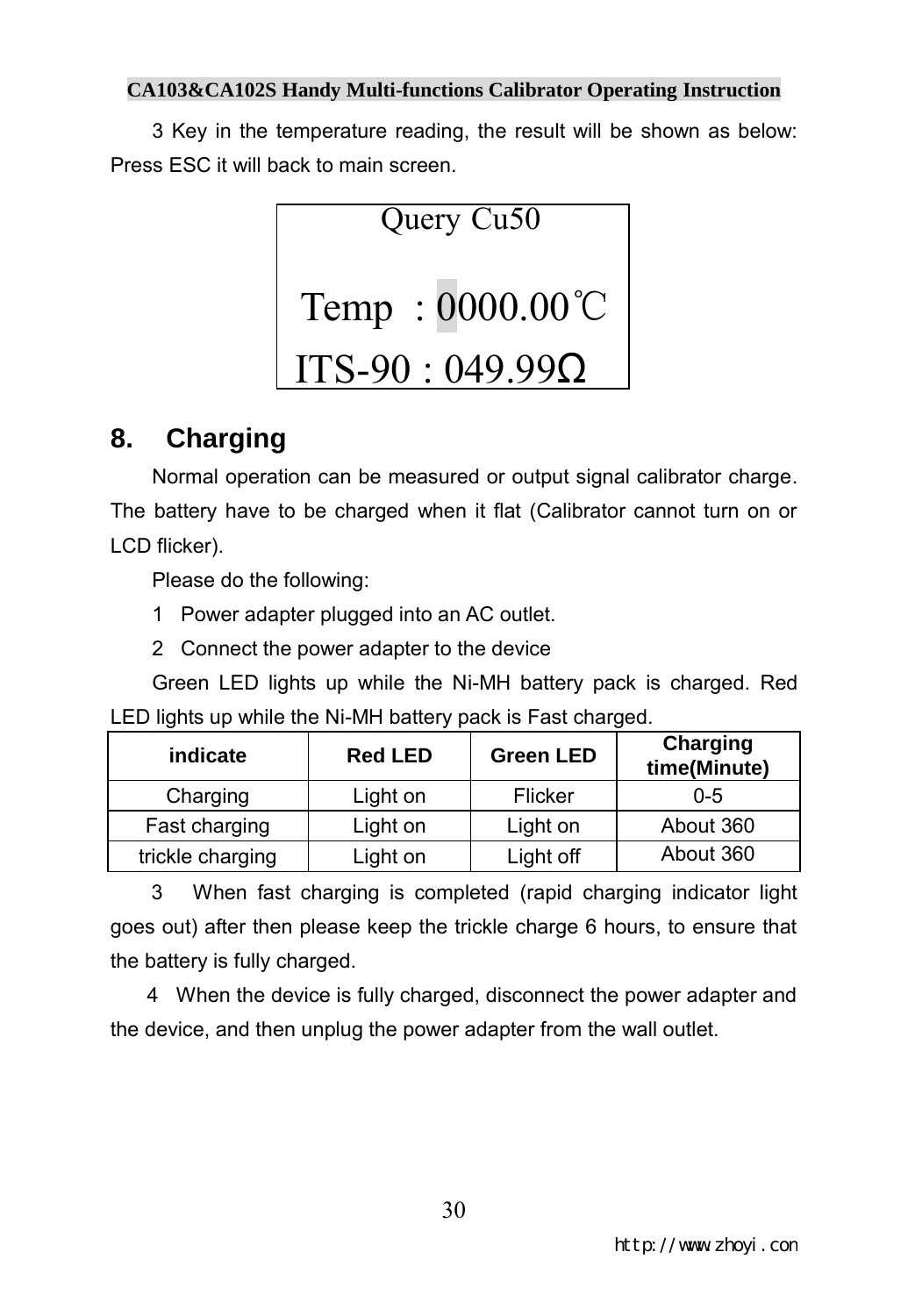3 Key in the temperature reading, the result will be shown as below: Press ESC it will back to main screen.

```
Query Cu50

Temp  : 0000.00℃
ITS-90 : 049.99Ω
```

## 8. Charging

Normal operation can be measured or output signal calibrator charge. The battery have to be charged when it flat (Calibrator cannot turn on or LCD flicker).

Please do the following:

1 Power adapter plugged into an AC outlet.

2 Connect the power adapter to the device

Green LED lights up while the Ni-MH battery pack is charged. Red LED lights up while the Ni-MH battery pack is Fast charged.

| indicate | Red LED | Green LED | Charging time(Minute) |
|---|---|---|---|
| Charging | Light on | Flicker | 0-5 |
| Fast charging | Light on | Light on | About 360 |
| trickle charging | Light on | Light off | About 360 |

3 When fast charging is completed (rapid charging indicator light goes out) after then please keep the trickle charge 6 hours, to ensure that the battery is fully charged.

4 When the device is fully charged, disconnect the power adapter and the device, and then unplug the power adapter from the wall outlet.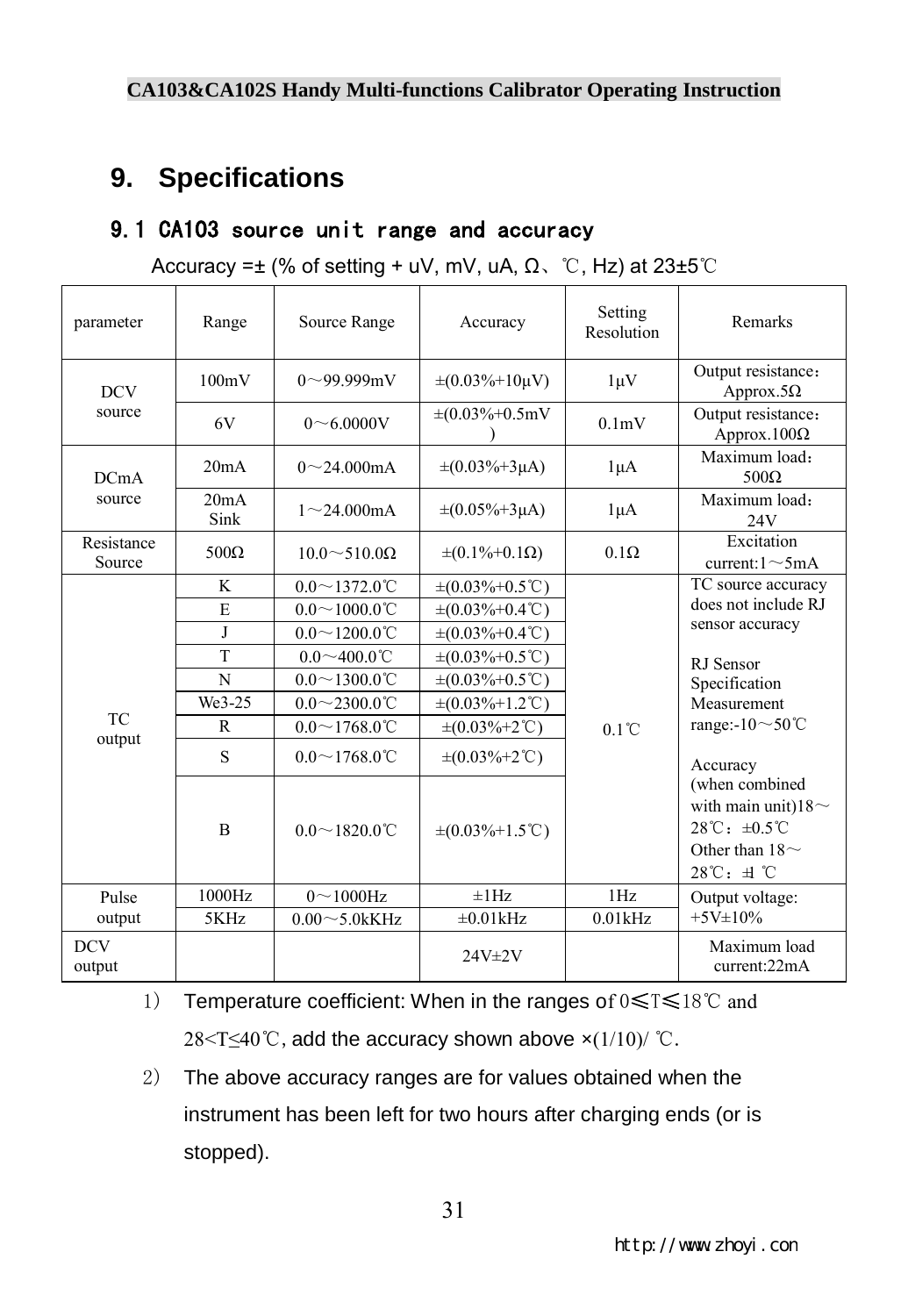# 9. Specifications

## 9.1 CA103 source unit range and accuracy

Accuracy =± (% of setting + uV, mV, uA, Ω、℃, Hz) at 23±5℃

| parameter | Range | Source Range | Accuracy | Setting Resolution | Remarks |
|---|---|---|---|---|---|
| DCV source | 100mV | 0～99.999mV | ±(0.03%+10μV) | 1μV | Output resistance：Approx.5Ω |
| | 6V | 0～6.0000V | ±(0.03%+0.5mV) | 0.1mV | Output resistance：Approx.100Ω |
| DCmA source | 20mA | 0～24.000mA | ±(0.03%+3μA) | 1μA | Maximum load：500Ω |
| | 20mA Sink | 1～24.000mA | ±(0.05%+3μA) | 1μA | Maximum load：24V |
| Resistance Source | 500Ω | 10.0～510.0Ω | ±(0.1%+0.1Ω) | 0.1Ω | Excitation current:1～5mA |
| TC output | K | 0.0～1372.0℃ | ±(0.03%+0.5℃) | 0.1℃ | TC source accuracy does not include RJ sensor accuracy<br><br>RJ Sensor Specification Measurement range:-10～50℃<br><br>Accuracy (when combined with main unit)18～28℃：±0.5℃<br>Other than 18～28℃：±1 ℃ |
| | E | 0.0～1000.0℃ | ±(0.03%+0.4℃) | | |
| | J | 0.0～1200.0℃ | ±(0.03%+0.4℃) | | |
| | T | 0.0～400.0℃ | ±(0.03%+0.5℃) | | |
| | N | 0.0～1300.0℃ | ±(0.03%+0.5℃) | | |
| | We3-25 | 0.0～2300.0℃ | ±(0.03%+1.2℃) | | |
| | R | 0.0～1768.0℃ | ±(0.03%+2℃) | | |
| | S | 0.0～1768.0℃ | ±(0.03%+2℃) | | |
| | B | 0.0～1820.0℃ | ±(0.03%+1.5℃) | | |
| Pulse output | 1000Hz | 0～1000Hz | ±1Hz | 1Hz | Output voltage: +5V±10% |
| | 5KHz | 0.00～5.0kKHz | ±0.01kHz | 0.01kHz | |
| DCV output | | | 24V±2V | | Maximum load current:22mA |

1) Temperature coefficient: When in the ranges of 0≤T≤18℃ and 28<T≤40℃, add the accuracy shown above ×(1/10)/ ℃.

2) The above accuracy ranges are for values obtained when the instrument has been left for two hours after charging ends (or is stopped).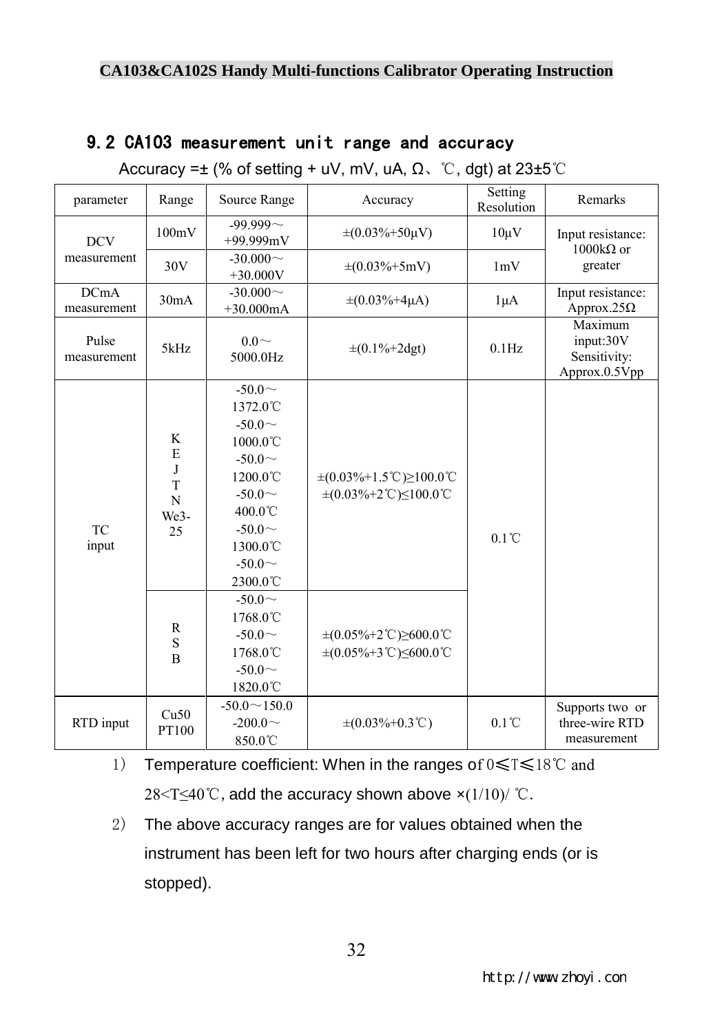## 9.2 CA103 measurement unit range and accuracy

Accuracy =± (% of setting + uV, mV, uA, Ω、℃, dgt) at 23±5℃

| parameter | Range | Source Range | Accuracy | Setting Resolution | Remarks |
|---|---|---|---|---|---|
| DCV measurement | 100mV | -99.999～+99.999mV | ±(0.03%+50μV) | 10μV | Input resistance: 1000kΩ or greater |
| | 30V | -30.000～+30.000V | ±(0.03%+5mV) | 1mV | |
| DCmA measurement | 30mA | -30.000～+30.000mA | ±(0.03%+4μA) | 1μA | Input resistance: Approx.25Ω |
| Pulse measurement | 5kHz | 0.0～5000.0Hz | ±(0.1%+2dgt) | 0.1Hz | Maximum input:30V Sensitivity: Approx.0.5Vpp |
| TC input | K<br>E<br>J<br>T<br>N<br>We3-25 | -50.0～1372.0℃<br>-50.0～1000.0℃<br>-50.0～1200.0℃<br>-50.0～400.0℃<br>-50.0～1300.0℃<br>-50.0～2300.0℃ | ±(0.03%+1.5℃)≥100.0℃<br>±(0.03%+2℃)≤100.0℃ | 0.1℃ | |
| | R<br>S<br>B | -50.0～1768.0℃<br>-50.0～1768.0℃<br>-50.0～1820.0℃ | ±(0.05%+2℃)≥600.0℃<br>±(0.05%+3℃)≤600.0℃ | | |
| RTD input | Cu50<br>PT100 | -50.0～150.0<br>-200.0～850.0℃ | ±(0.03%+0.3℃) | 0.1℃ | Supports two or three-wire RTD measurement |

1) Temperature coefficient: When in the ranges of 0≤T≤18℃ and 28<T≤40℃, add the accuracy shown above ×(1/10)/ ℃.

2) The above accuracy ranges are for values obtained when the instrument has been left for two hours after charging ends (or is stopped).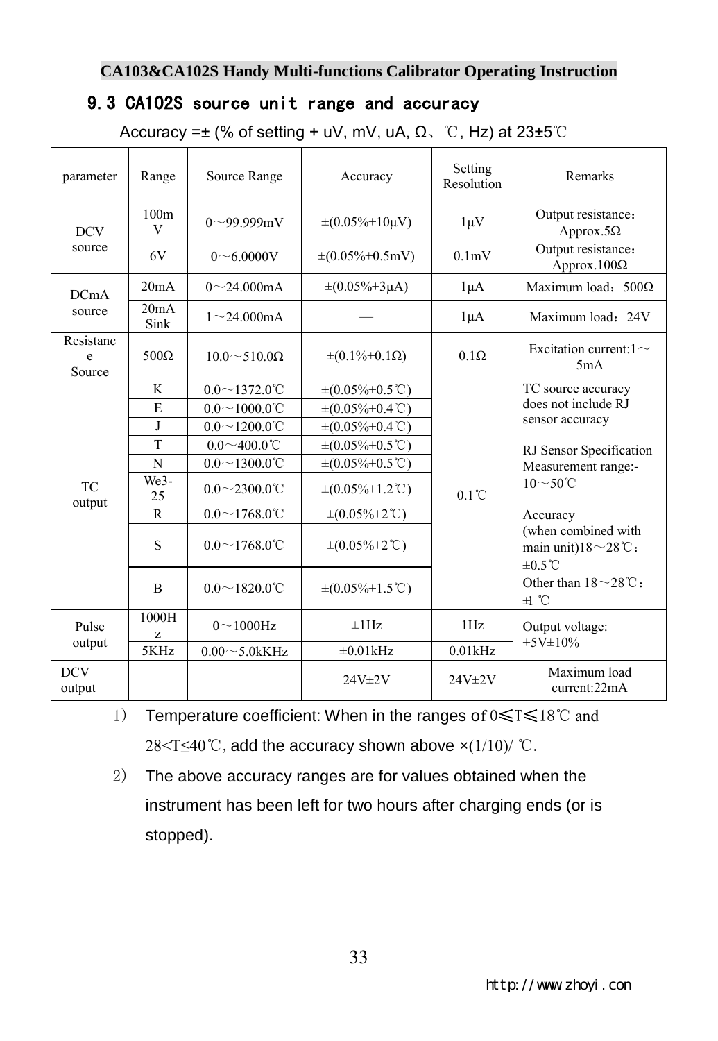## 9.3 CA102S source unit range and accuracy

Accuracy =± (% of setting + uV, mV, uA, Ω、℃, Hz) at 23±5℃

| parameter | Range | Source Range | Accuracy | Setting Resolution | Remarks |
|---|---|---|---|---|---|
| DCV source | 100mV | 0～99.999mV | ±(0.05%+10μV) | 1μV | Output resistance：Approx.5Ω |
| | 6V | 0～6.0000V | ±(0.05%+0.5mV) | 0.1mV | Output resistance：Approx.100Ω |
| DCmA source | 20mA | 0～24.000mA | ±(0.05%+3μA) | 1μA | Maximum load：500Ω |
| | 20mA Sink | 1～24.000mA | — | 1μA | Maximum load：24V |
| Resistance Source | 500Ω | 10.0～510.0Ω | ±(0.1%+0.1Ω) | 0.1Ω | Excitation current:1～5mA |
| TC output | K | 0.0～1372.0℃ | ±(0.05%+0.5℃) | 0.1℃ | TC source accuracy does not include RJ sensor accuracy<br><br>RJ Sensor Specification Measurement range:-10～50℃<br><br>Accuracy (when combined with main unit)18～28℃：±0.5℃<br>Other than 18～28℃：±1 ℃ |
| | E | 0.0～1000.0℃ | ±(0.05%+0.4℃) | | |
| | J | 0.0～1200.0℃ | ±(0.05%+0.4℃) | | |
| | T | 0.0～400.0℃ | ±(0.05%+0.5℃) | | |
| | N | 0.0～1300.0℃ | ±(0.05%+0.5℃) | | |
| | We3-25 | 0.0～2300.0℃ | ±(0.05%+1.2℃) | | |
| | R | 0.0～1768.0℃ | ±(0.05%+2℃) | | |
| | S | 0.0～1768.0℃ | ±(0.05%+2℃) | | |
| | B | 0.0～1820.0℃ | ±(0.05%+1.5℃) | | |
| Pulse output | 1000Hz | 0～1000Hz | ±1Hz | 1Hz | Output voltage: +5V±10% |
| | 5KHz | 0.00～5.0kKHz | ±0.01kHz | 0.01kHz | |
| DCV output | | | 24V±2V | 24V±2V | Maximum load current:22mA |

1) Temperature coefficient: When in the ranges of 0≤T≤18℃ and 28<T≤40℃, add the accuracy shown above ×(1/10)/ ℃.

2) The above accuracy ranges are for values obtained when the instrument has been left for two hours after charging ends (or is stopped).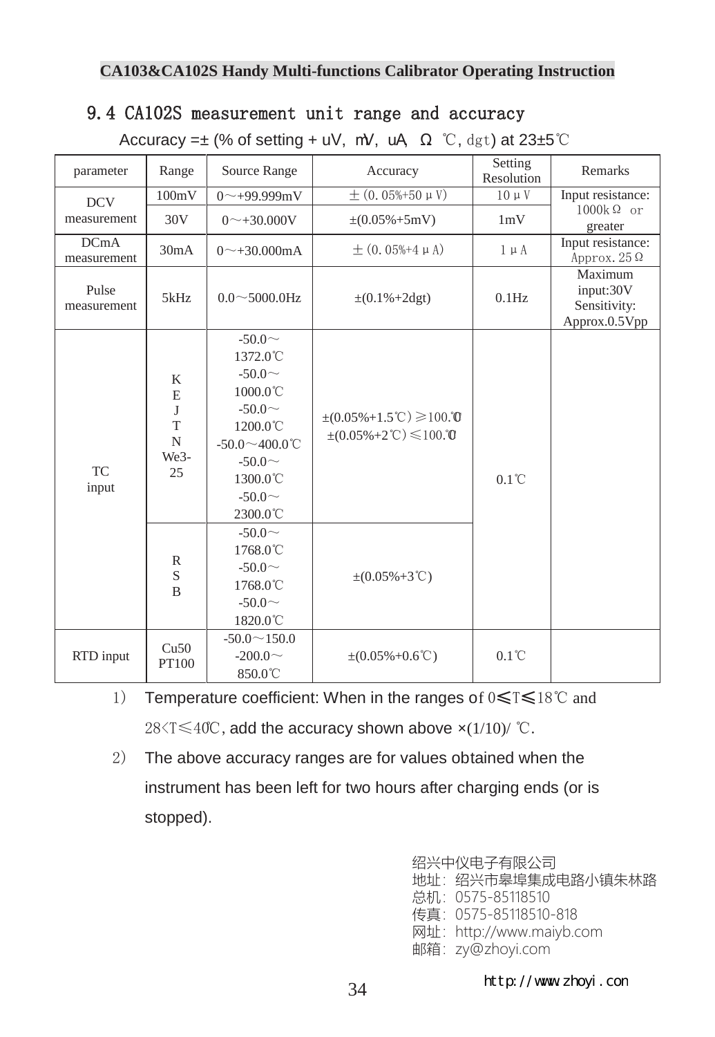## 9.4 CA102S measurement unit range and accuracy

Accuracy =± (% of setting + uV, mV, uA, Ω ℃, dgt) at 23±5℃

| parameter | Range | Source Range | Accuracy | Setting Resolution | Remarks |
|---|---|---|---|---|---|
| DCV measurement | 100mV | 0～+99.999mV | ±(0.05%+50μV) | 10μV | Input resistance: 1000kΩ or greater |
| | 30V | 0～+30.000V | ±(0.05%+5mV) | 1mV | |
| DCmA measurement | 30mA | 0～+30.000mA | ±(0.05%+4μA) | 1μA | Input resistance: Approx. 25Ω |
| Pulse measurement | 5kHz | 0.0～5000.0Hz | ±(0.1%+2dgt) | 0.1Hz | Maximum input:30V Sensitivity: Approx.0.5Vpp |
| TC input | K<br>E<br>J<br>T<br>N<br>We3-25 | -50.0～1372.0℃<br>-50.0～1000.0℃<br>-50.0～1200.0℃<br>-50.0～400.0℃<br>-50.0～1300.0℃<br>-50.0～2300.0℃ | ±(0.05%+1.5℃)≥100.0℃<br>±(0.05%+2℃)≤100.0℃ | 0.1℃ | |
| | R<br>S<br>B | -50.0～1768.0℃<br>-50.0～1768.0℃<br>-50.0～1820.0℃ | ±(0.05%+3℃) | | |
| RTD input | Cu50<br>PT100 | -50.0～150.0<br>-200.0～850.0℃ | ±(0.05%+0.6℃) | 0.1℃ | |

1) Temperature coefficient: When in the ranges of 0≤T≤18℃ and 28<T≤40℃, add the accuracy shown above ×(1/10)/ ℃.

2) The above accuracy ranges are for values obtained when the instrument has been left for two hours after charging ends (or is stopped).

绍兴中仪电子有限公司
地址：绍兴市皋埠集成电路小镇朱林路
总机：0575-85118510
传真：0575-85118510-818
网址：http://www.maiyb.com
邮箱：zy@zhoyi.com

http://www.zhoyi.con